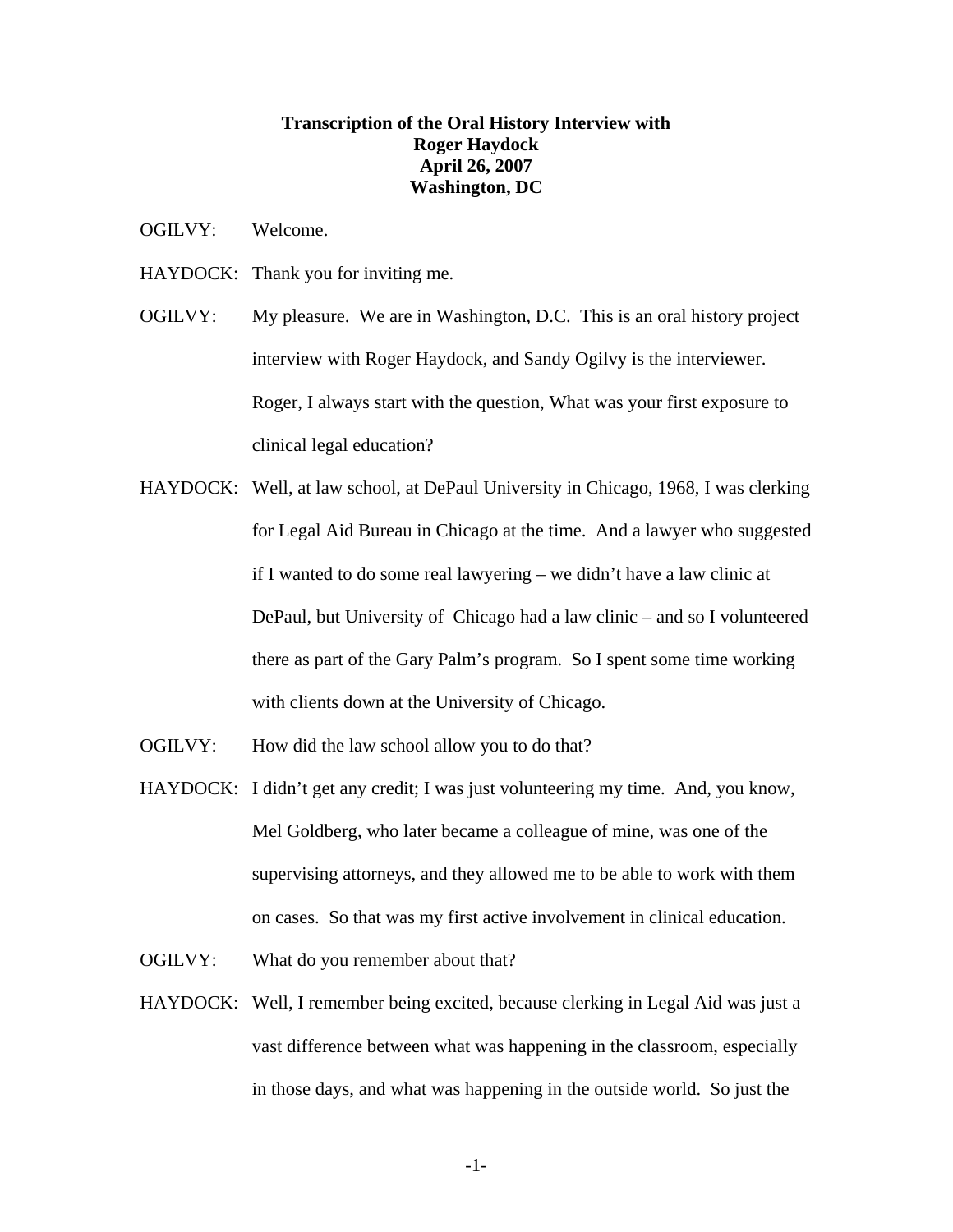**Transcription of the Oral History Interview with**
**Roger Haydock**
**April 26, 2007**
**Washington, DC**

OGILVY: Welcome.

HAYDOCK: Thank you for inviting me.

OGILVY: My pleasure. We are in Washington, D.C. This is an oral history project interview with Roger Haydock, and Sandy Ogilvy is the interviewer. Roger, I always start with the question, What was your first exposure to clinical legal education?

HAYDOCK: Well, at law school, at DePaul University in Chicago, 1968, I was clerking for Legal Aid Bureau in Chicago at the time. And a lawyer who suggested if I wanted to do some real lawyering – we didn't have a law clinic at DePaul, but University of Chicago had a law clinic – and so I volunteered there as part of the Gary Palm's program. So I spent some time working with clients down at the University of Chicago.

OGILVY: How did the law school allow you to do that?

HAYDOCK: I didn't get any credit; I was just volunteering my time. And, you know, Mel Goldberg, who later became a colleague of mine, was one of the supervising attorneys, and they allowed me to be able to work with them on cases. So that was my first active involvement in clinical education.

OGILVY: What do you remember about that?

HAYDOCK: Well, I remember being excited, because clerking in Legal Aid was just a vast difference between what was happening in the classroom, especially in those days, and what was happening in the outside world. So just the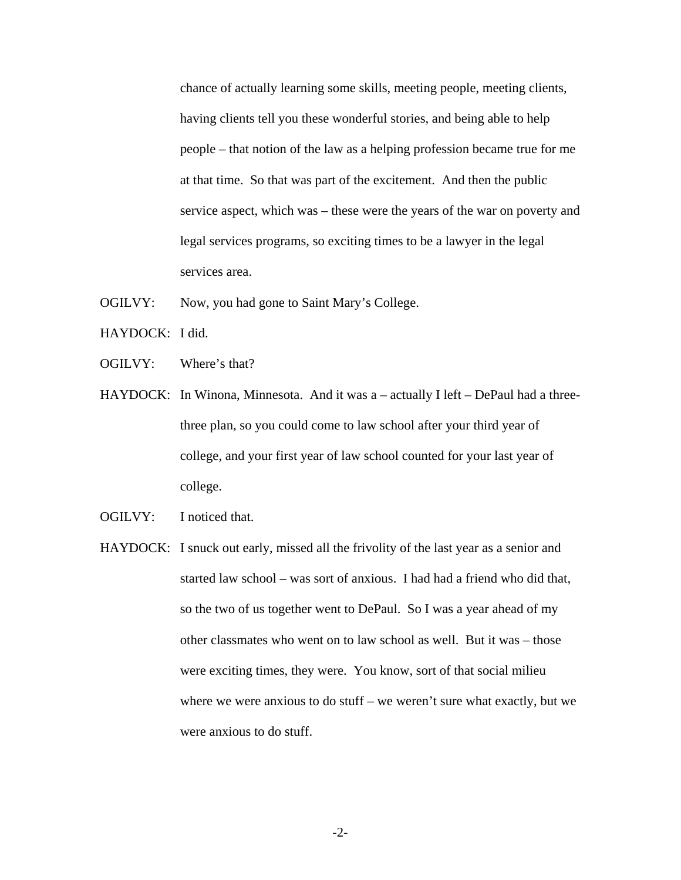chance of actually learning some skills, meeting people, meeting clients, having clients tell you these wonderful stories, and being able to help people – that notion of the law as a helping profession became true for me at that time. So that was part of the excitement. And then the public service aspect, which was – these were the years of the war on poverty and legal services programs, so exciting times to be a lawyer in the legal services area.

OGILVY: Now, you had gone to Saint Mary's College.

HAYDOCK: I did.

OGILVY: Where's that?

HAYDOCK: In Winona, Minnesota. And it was a – actually I left – DePaul had a three-three plan, so you could come to law school after your third year of college, and your first year of law school counted for your last year of college.

OGILVY: I noticed that.

HAYDOCK: I snuck out early, missed all the frivolity of the last year as a senior and started law school – was sort of anxious. I had had a friend who did that, so the two of us together went to DePaul. So I was a year ahead of my other classmates who went on to law school as well. But it was – those were exciting times, they were. You know, sort of that social milieu where we were anxious to do stuff – we weren't sure what exactly, but we were anxious to do stuff.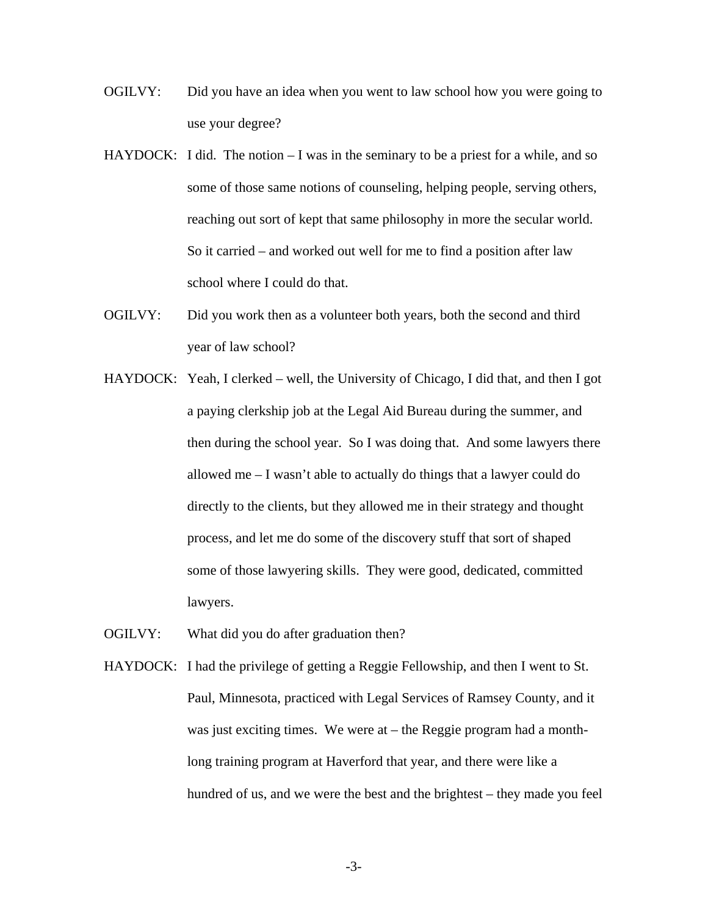OGILVY: Did you have an idea when you went to law school how you were going to use your degree?

HAYDOCK: I did. The notion – I was in the seminary to be a priest for a while, and so some of those same notions of counseling, helping people, serving others, reaching out sort of kept that same philosophy in more the secular world. So it carried – and worked out well for me to find a position after law school where I could do that.

OGILVY: Did you work then as a volunteer both years, both the second and third year of law school?

HAYDOCK: Yeah, I clerked – well, the University of Chicago, I did that, and then I got a paying clerkship job at the Legal Aid Bureau during the summer, and then during the school year. So I was doing that. And some lawyers there allowed me – I wasn't able to actually do things that a lawyer could do directly to the clients, but they allowed me in their strategy and thought process, and let me do some of the discovery stuff that sort of shaped some of those lawyering skills. They were good, dedicated, committed lawyers.

OGILVY: What did you do after graduation then?

HAYDOCK: I had the privilege of getting a Reggie Fellowship, and then I went to St. Paul, Minnesota, practiced with Legal Services of Ramsey County, and it was just exciting times. We were at – the Reggie program had a month-long training program at Haverford that year, and there were like a hundred of us, and we were the best and the brightest – they made you feel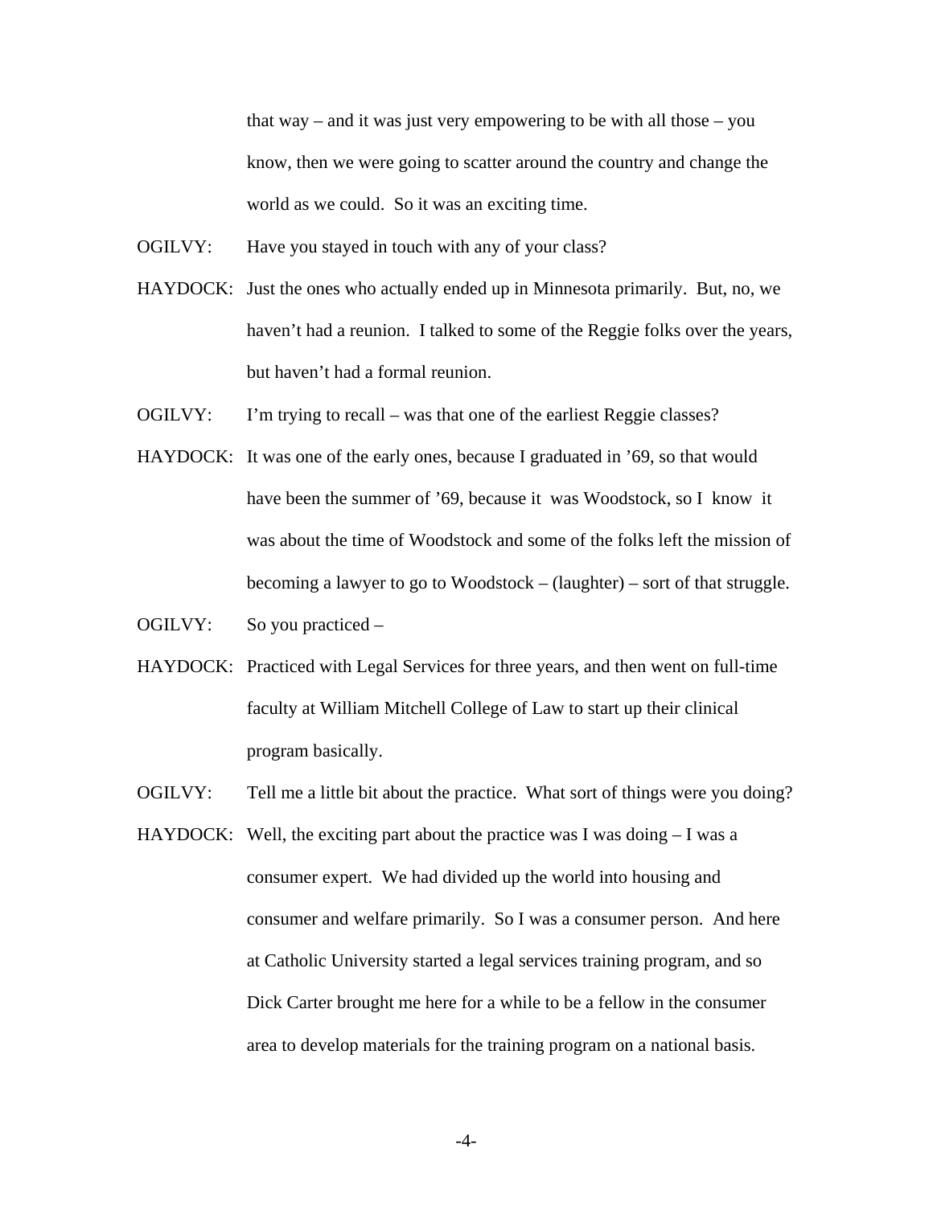that way – and it was just very empowering to be with all those – you know, then we were going to scatter around the country and change the world as we could.  So it was an exciting time.

OGILVY: Have you stayed in touch with any of your class?

HAYDOCK: Just the ones who actually ended up in Minnesota primarily.  But, no, we haven't had a reunion.  I talked to some of the Reggie folks over the years, but haven't had a formal reunion.

OGILVY: I'm trying to recall – was that one of the earliest Reggie classes?

HAYDOCK: It was one of the early ones, because I graduated in '69, so that would have been the summer of '69, because it was Woodstock, so I know it was about the time of Woodstock and some of the folks left the mission of becoming a lawyer to go to Woodstock – (laughter) – sort of that struggle.

OGILVY: So you practiced –

HAYDOCK: Practiced with Legal Services for three years, and then went on full-time faculty at William Mitchell College of Law to start up their clinical program basically.

OGILVY: Tell me a little bit about the practice.  What sort of things were you doing?

HAYDOCK: Well, the exciting part about the practice was I was doing – I was a consumer expert.  We had divided up the world into housing and consumer and welfare primarily.  So I was a consumer person.  And here at Catholic University started a legal services training program, and so Dick Carter brought me here for a while to be a fellow in the consumer area to develop materials for the training program on a national basis.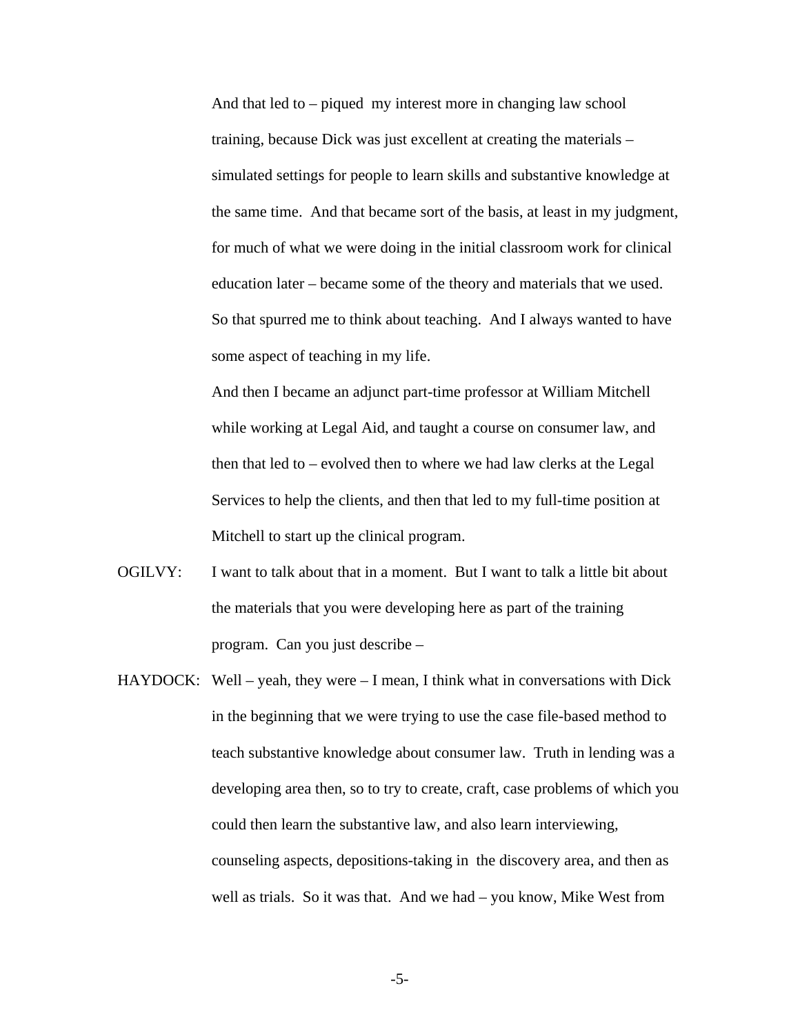And that led to – piqued my interest more in changing law school training, because Dick was just excellent at creating the materials – simulated settings for people to learn skills and substantive knowledge at the same time. And that became sort of the basis, at least in my judgment, for much of what we were doing in the initial classroom work for clinical education later – became some of the theory and materials that we used. So that spurred me to think about teaching. And I always wanted to have some aspect of teaching in my life.

And then I became an adjunct part-time professor at William Mitchell while working at Legal Aid, and taught a course on consumer law, and then that led to – evolved then to where we had law clerks at the Legal Services to help the clients, and then that led to my full-time position at Mitchell to start up the clinical program.

OGILVY: I want to talk about that in a moment. But I want to talk a little bit about the materials that you were developing here as part of the training program. Can you just describe –

HAYDOCK: Well – yeah, they were – I mean, I think what in conversations with Dick in the beginning that we were trying to use the case file-based method to teach substantive knowledge about consumer law. Truth in lending was a developing area then, so to try to create, craft, case problems of which you could then learn the substantive law, and also learn interviewing, counseling aspects, depositions-taking in the discovery area, and then as well as trials. So it was that. And we had – you know, Mike West from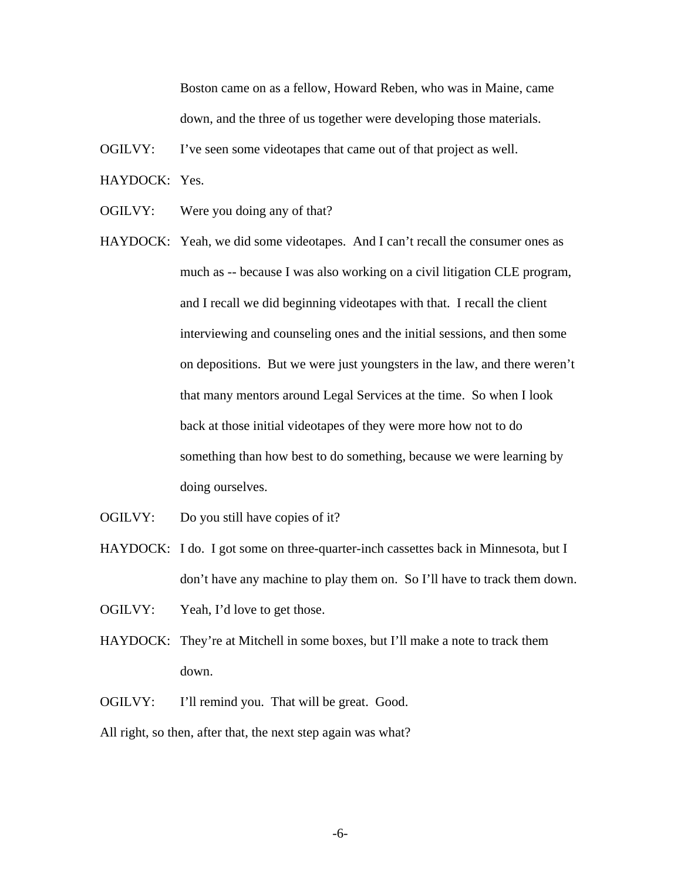Boston came on as a fellow, Howard Reben, who was in Maine, came down, and the three of us together were developing those materials.

OGILVY: I've seen some videotapes that came out of that project as well.

HAYDOCK: Yes.

OGILVY: Were you doing any of that?

HAYDOCK: Yeah, we did some videotapes. And I can't recall the consumer ones as much as -- because I was also working on a civil litigation CLE program, and I recall we did beginning videotapes with that. I recall the client interviewing and counseling ones and the initial sessions, and then some on depositions. But we were just youngsters in the law, and there weren't that many mentors around Legal Services at the time. So when I look back at those initial videotapes of they were more how not to do something than how best to do something, because we were learning by doing ourselves.

OGILVY: Do you still have copies of it?

HAYDOCK: I do. I got some on three-quarter-inch cassettes back in Minnesota, but I don't have any machine to play them on. So I'll have to track them down.

OGILVY: Yeah, I'd love to get those.

HAYDOCK: They're at Mitchell in some boxes, but I'll make a note to track them down.

OGILVY: I'll remind you. That will be great. Good.

All right, so then, after that, the next step again was what?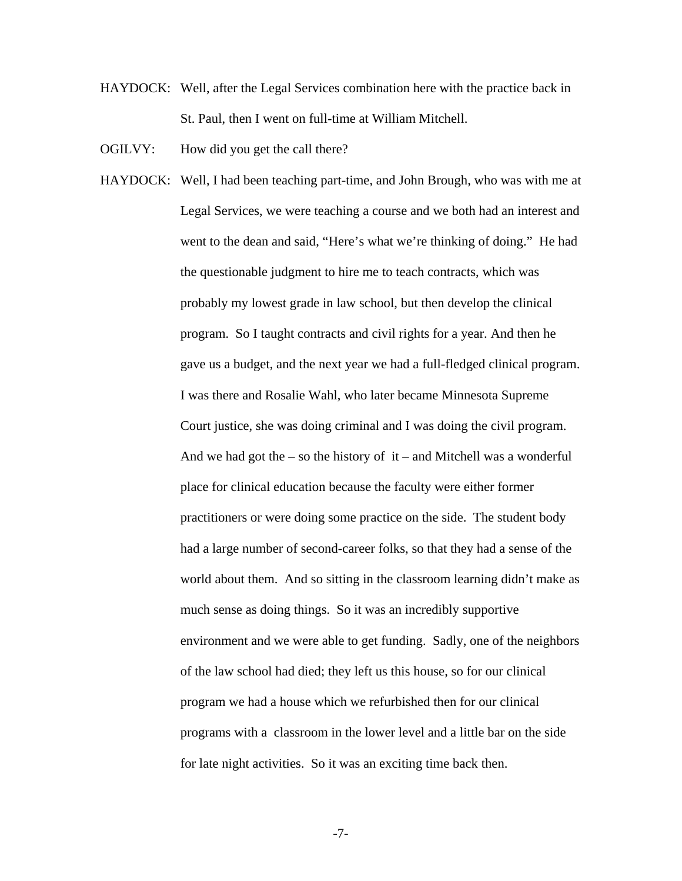HAYDOCK: Well, after the Legal Services combination here with the practice back in St. Paul, then I went on full-time at William Mitchell.

OGILVY: How did you get the call there?

HAYDOCK: Well, I had been teaching part-time, and John Brough, who was with me at Legal Services, we were teaching a course and we both had an interest and went to the dean and said, "Here's what we're thinking of doing." He had the questionable judgment to hire me to teach contracts, which was probably my lowest grade in law school, but then develop the clinical program. So I taught contracts and civil rights for a year. And then he gave us a budget, and the next year we had a full-fledged clinical program. I was there and Rosalie Wahl, who later became Minnesota Supreme Court justice, she was doing criminal and I was doing the civil program. And we had got the – so the history of it – and Mitchell was a wonderful place for clinical education because the faculty were either former practitioners or were doing some practice on the side. The student body had a large number of second-career folks, so that they had a sense of the world about them. And so sitting in the classroom learning didn't make as much sense as doing things. So it was an incredibly supportive environment and we were able to get funding. Sadly, one of the neighbors of the law school had died; they left us this house, so for our clinical program we had a house which we refurbished then for our clinical programs with a classroom in the lower level and a little bar on the side for late night activities. So it was an exciting time back then.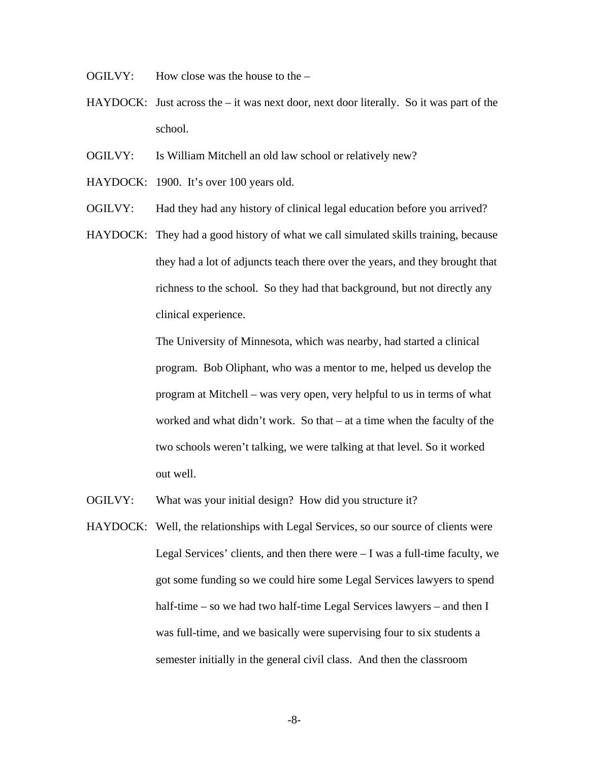OGILVY: How close was the house to the –

HAYDOCK: Just across the – it was next door, next door literally. So it was part of the school.

OGILVY: Is William Mitchell an old law school or relatively new?

HAYDOCK: 1900. It's over 100 years old.

OGILVY: Had they had any history of clinical legal education before you arrived?

HAYDOCK: They had a good history of what we call simulated skills training, because they had a lot of adjuncts teach there over the years, and they brought that richness to the school. So they had that background, but not directly any clinical experience.

The University of Minnesota, which was nearby, had started a clinical program. Bob Oliphant, who was a mentor to me, helped us develop the program at Mitchell – was very open, very helpful to us in terms of what worked and what didn't work. So that – at a time when the faculty of the two schools weren't talking, we were talking at that level. So it worked out well.

OGILVY: What was your initial design? How did you structure it?

HAYDOCK: Well, the relationships with Legal Services, so our source of clients were Legal Services' clients, and then there were – I was a full-time faculty, we got some funding so we could hire some Legal Services lawyers to spend half-time – so we had two half-time Legal Services lawyers – and then I was full-time, and we basically were supervising four to six students a semester initially in the general civil class. And then the classroom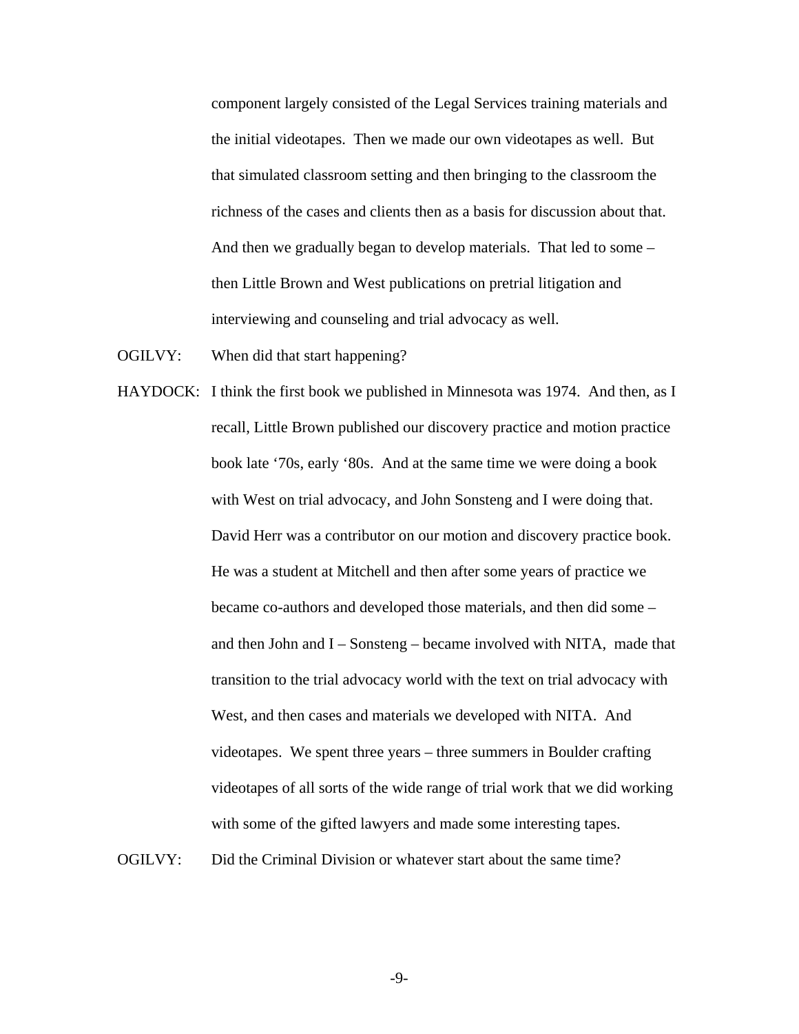component largely consisted of the Legal Services training materials and the initial videotapes. Then we made our own videotapes as well. But that simulated classroom setting and then bringing to the classroom the richness of the cases and clients then as a basis for discussion about that. And then we gradually began to develop materials. That led to some – then Little Brown and West publications on pretrial litigation and interviewing and counseling and trial advocacy as well.

OGILVY: When did that start happening?

HAYDOCK: I think the first book we published in Minnesota was 1974. And then, as I recall, Little Brown published our discovery practice and motion practice book late '70s, early '80s. And at the same time we were doing a book with West on trial advocacy, and John Sonsteng and I were doing that. David Herr was a contributor on our motion and discovery practice book. He was a student at Mitchell and then after some years of practice we became co-authors and developed those materials, and then did some – and then John and I – Sonsteng – became involved with NITA, made that transition to the trial advocacy world with the text on trial advocacy with West, and then cases and materials we developed with NITA. And videotapes. We spent three years – three summers in Boulder crafting videotapes of all sorts of the wide range of trial work that we did working with some of the gifted lawyers and made some interesting tapes.

OGILVY: Did the Criminal Division or whatever start about the same time?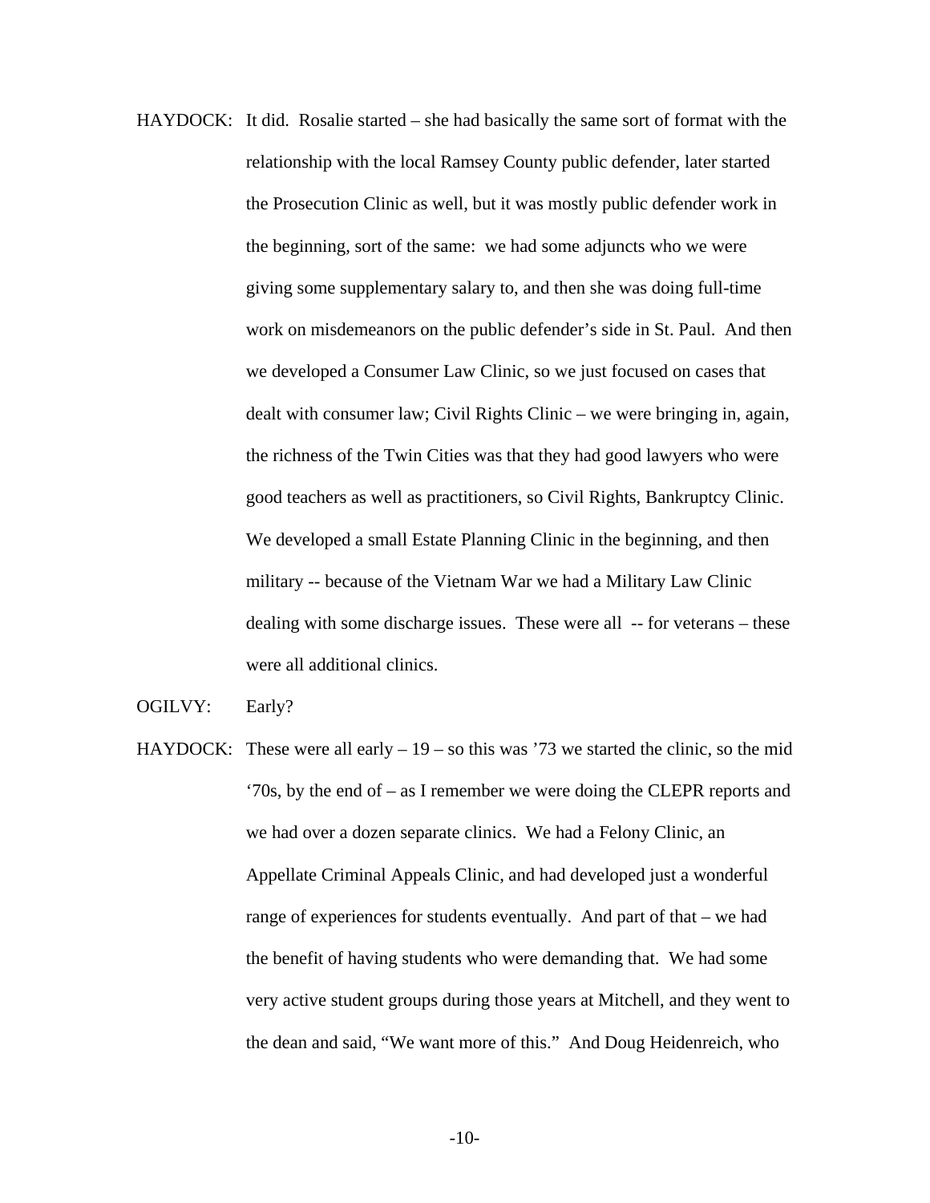HAYDOCK: It did. Rosalie started – she had basically the same sort of format with the relationship with the local Ramsey County public defender, later started the Prosecution Clinic as well, but it was mostly public defender work in the beginning, sort of the same: we had some adjuncts who we were giving some supplementary salary to, and then she was doing full-time work on misdemeanors on the public defender's side in St. Paul. And then we developed a Consumer Law Clinic, so we just focused on cases that dealt with consumer law; Civil Rights Clinic – we were bringing in, again, the richness of the Twin Cities was that they had good lawyers who were good teachers as well as practitioners, so Civil Rights, Bankruptcy Clinic. We developed a small Estate Planning Clinic in the beginning, and then military -- because of the Vietnam War we had a Military Law Clinic dealing with some discharge issues. These were all -- for veterans – these were all additional clinics.

OGILVY: Early?

HAYDOCK: These were all early – 19 – so this was '73 we started the clinic, so the mid '70s, by the end of – as I remember we were doing the CLEPR reports and we had over a dozen separate clinics. We had a Felony Clinic, an Appellate Criminal Appeals Clinic, and had developed just a wonderful range of experiences for students eventually. And part of that – we had the benefit of having students who were demanding that. We had some very active student groups during those years at Mitchell, and they went to the dean and said, "We want more of this." And Doug Heidenreich, who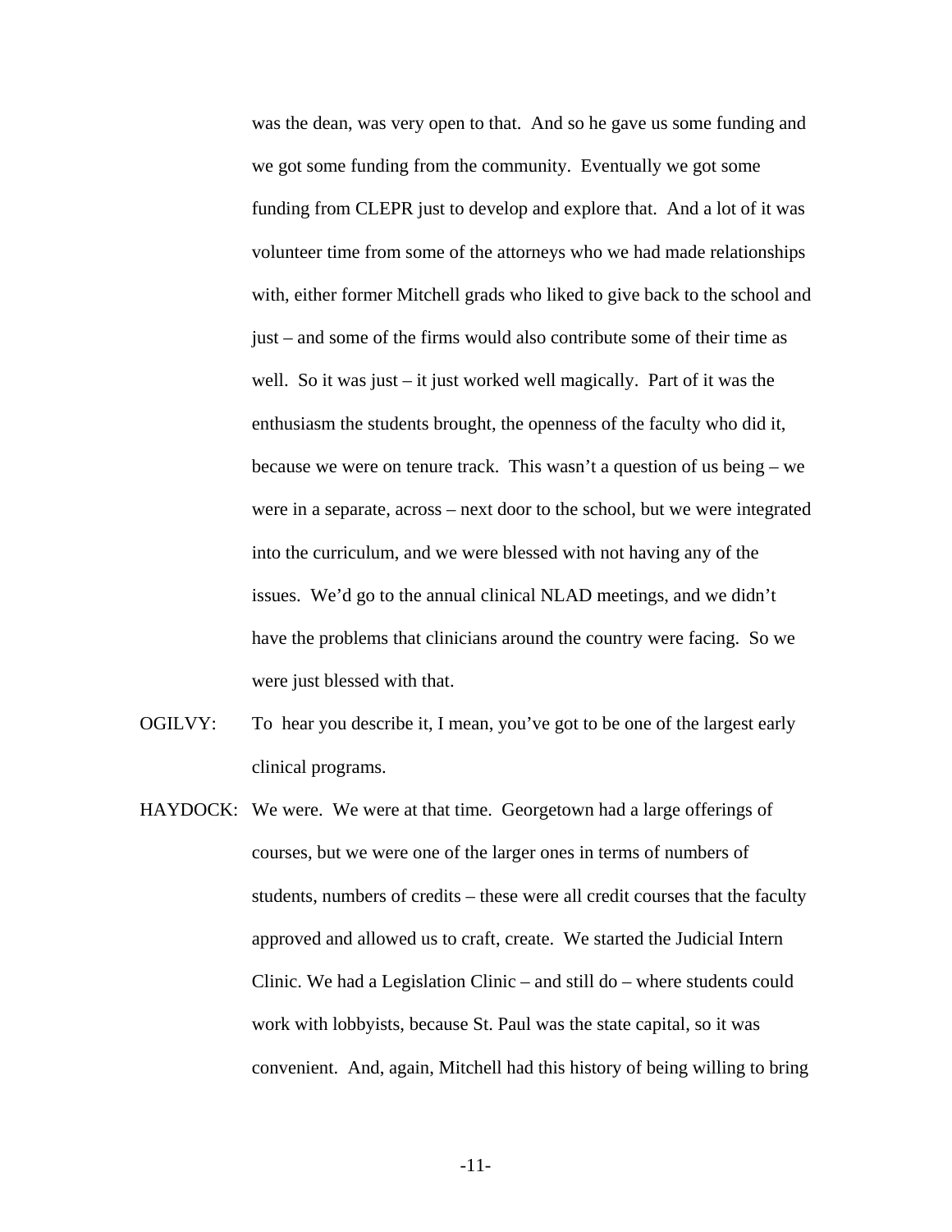was the dean, was very open to that. And so he gave us some funding and we got some funding from the community. Eventually we got some funding from CLEPR just to develop and explore that. And a lot of it was volunteer time from some of the attorneys who we had made relationships with, either former Mitchell grads who liked to give back to the school and just – and some of the firms would also contribute some of their time as well. So it was just – it just worked well magically. Part of it was the enthusiasm the students brought, the openness of the faculty who did it, because we were on tenure track. This wasn't a question of us being – we were in a separate, across – next door to the school, but we were integrated into the curriculum, and we were blessed with not having any of the issues. We'd go to the annual clinical NLAD meetings, and we didn't have the problems that clinicians around the country were facing. So we were just blessed with that.

OGILVY: To hear you describe it, I mean, you've got to be one of the largest early clinical programs.

HAYDOCK: We were. We were at that time. Georgetown had a large offerings of courses, but we were one of the larger ones in terms of numbers of students, numbers of credits – these were all credit courses that the faculty approved and allowed us to craft, create. We started the Judicial Intern Clinic. We had a Legislation Clinic – and still do – where students could work with lobbyists, because St. Paul was the state capital, so it was convenient. And, again, Mitchell had this history of being willing to bring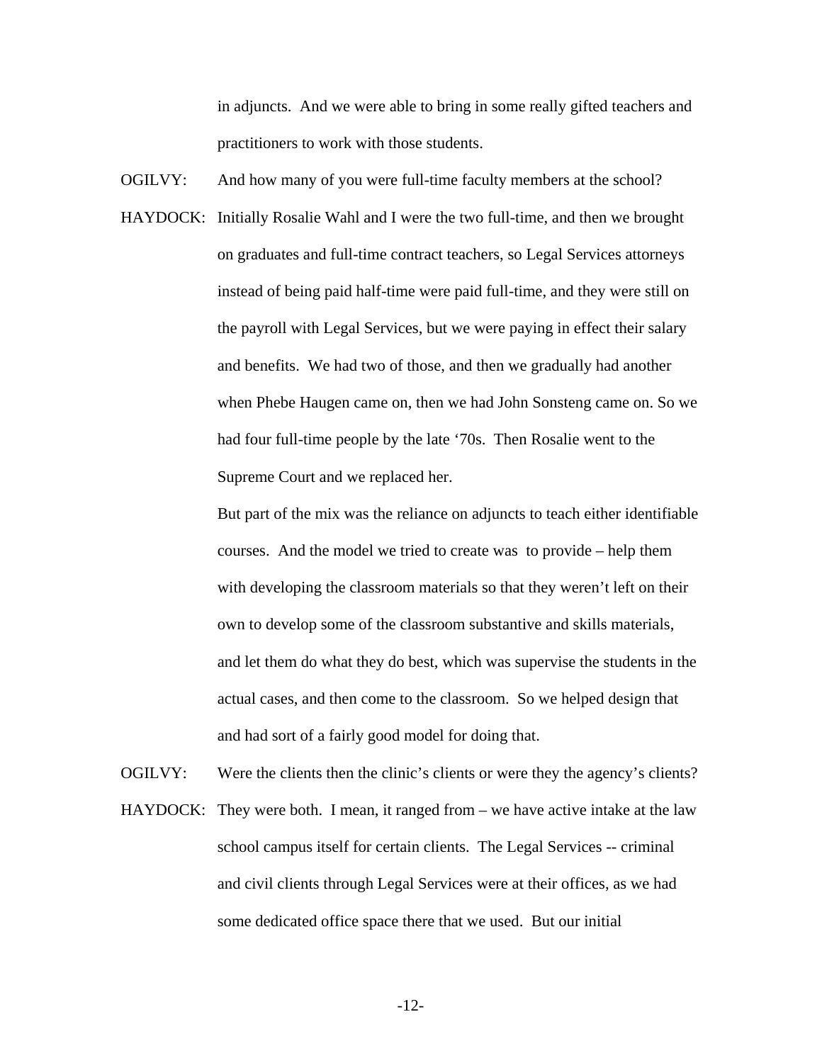in adjuncts. And we were able to bring in some really gifted teachers and practitioners to work with those students.

OGILVY: And how many of you were full-time faculty members at the school?

HAYDOCK: Initially Rosalie Wahl and I were the two full-time, and then we brought on graduates and full-time contract teachers, so Legal Services attorneys instead of being paid half-time were paid full-time, and they were still on the payroll with Legal Services, but we were paying in effect their salary and benefits. We had two of those, and then we gradually had another when Phebe Haugen came on, then we had John Sonsteng came on. So we had four full-time people by the late '70s. Then Rosalie went to the Supreme Court and we replaced her.

But part of the mix was the reliance on adjuncts to teach either identifiable courses. And the model we tried to create was to provide – help them with developing the classroom materials so that they weren't left on their own to develop some of the classroom substantive and skills materials, and let them do what they do best, which was supervise the students in the actual cases, and then come to the classroom. So we helped design that and had sort of a fairly good model for doing that.

OGILVY: Were the clients then the clinic's clients or were they the agency's clients?

HAYDOCK: They were both. I mean, it ranged from – we have active intake at the law school campus itself for certain clients. The Legal Services -- criminal and civil clients through Legal Services were at their offices, as we had some dedicated office space there that we used. But our initial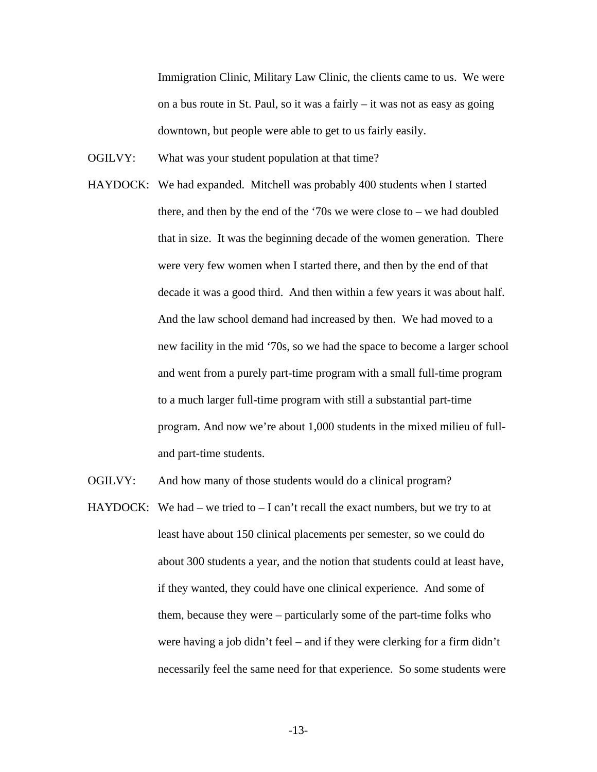Immigration Clinic, Military Law Clinic, the clients came to us. We were on a bus route in St. Paul, so it was a fairly – it was not as easy as going downtown, but people were able to get to us fairly easily.

OGILVY: What was your student population at that time?

HAYDOCK: We had expanded. Mitchell was probably 400 students when I started there, and then by the end of the '70s we were close to – we had doubled that in size. It was the beginning decade of the women generation. There were very few women when I started there, and then by the end of that decade it was a good third. And then within a few years it was about half. And the law school demand had increased by then. We had moved to a new facility in the mid '70s, so we had the space to become a larger school and went from a purely part-time program with a small full-time program to a much larger full-time program with still a substantial part-time program. And now we're about 1,000 students in the mixed milieu of full- and part-time students.

OGILVY: And how many of those students would do a clinical program?

HAYDOCK: We had – we tried to – I can't recall the exact numbers, but we try to at least have about 150 clinical placements per semester, so we could do about 300 students a year, and the notion that students could at least have, if they wanted, they could have one clinical experience. And some of them, because they were – particularly some of the part-time folks who were having a job didn't feel – and if they were clerking for a firm didn't necessarily feel the same need for that experience. So some students were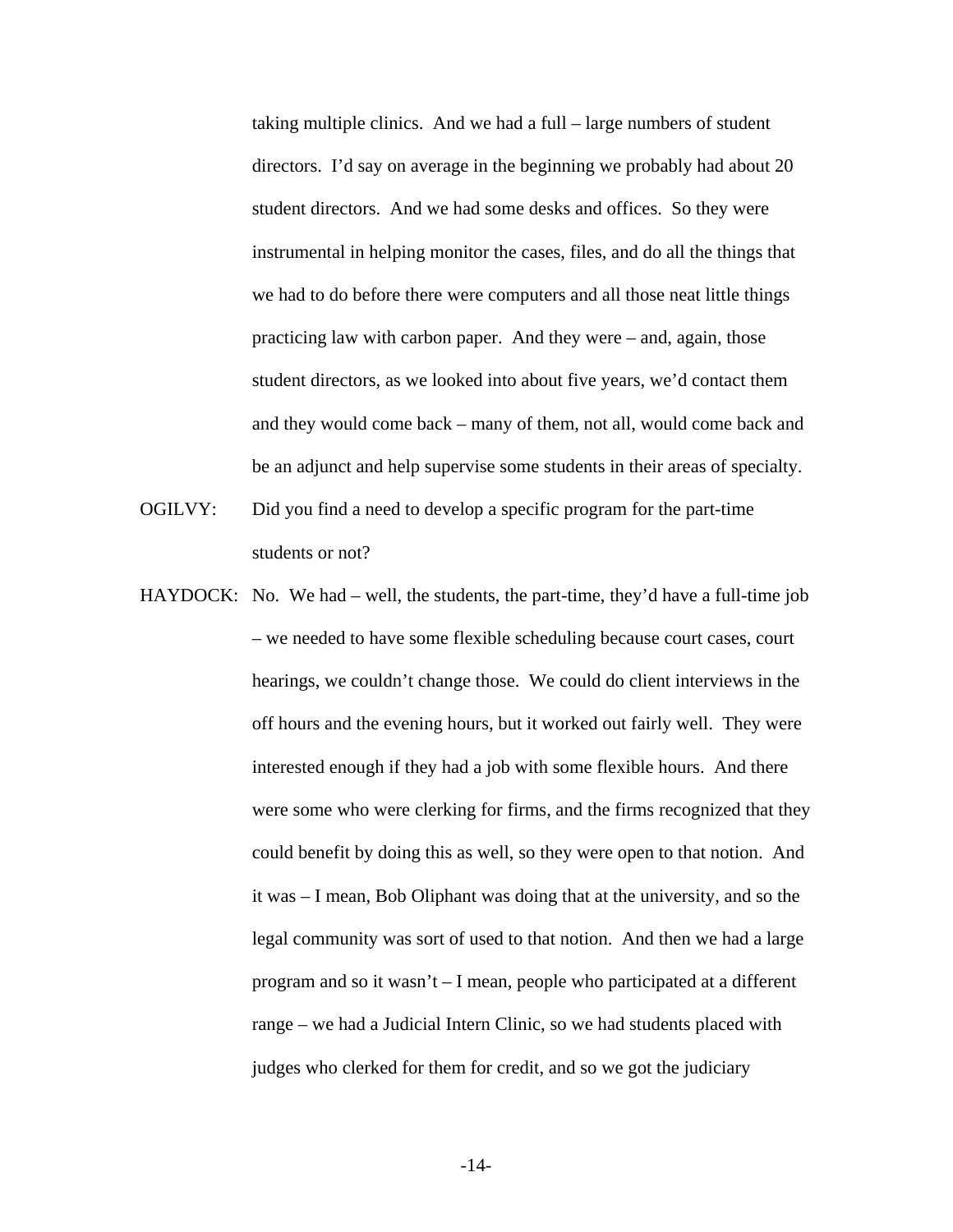taking multiple clinics. And we had a full – large numbers of student directors. I'd say on average in the beginning we probably had about 20 student directors. And we had some desks and offices. So they were instrumental in helping monitor the cases, files, and do all the things that we had to do before there were computers and all those neat little things practicing law with carbon paper. And they were – and, again, those student directors, as we looked into about five years, we'd contact them and they would come back – many of them, not all, would come back and be an adjunct and help supervise some students in their areas of specialty.

OGILVY: Did you find a need to develop a specific program for the part-time students or not?

HAYDOCK: No. We had – well, the students, the part-time, they'd have a full-time job – we needed to have some flexible scheduling because court cases, court hearings, we couldn't change those. We could do client interviews in the off hours and the evening hours, but it worked out fairly well. They were interested enough if they had a job with some flexible hours. And there were some who were clerking for firms, and the firms recognized that they could benefit by doing this as well, so they were open to that notion. And it was – I mean, Bob Oliphant was doing that at the university, and so the legal community was sort of used to that notion. And then we had a large program and so it wasn't – I mean, people who participated at a different range – we had a Judicial Intern Clinic, so we had students placed with judges who clerked for them for credit, and so we got the judiciary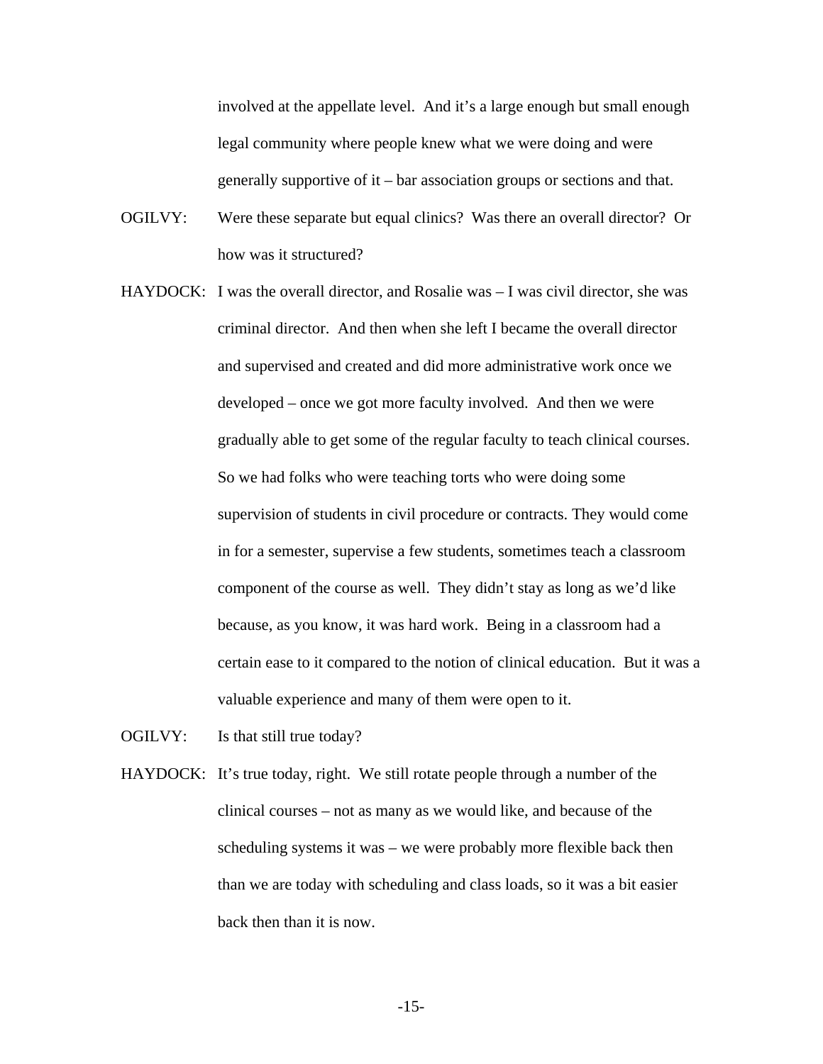involved at the appellate level. And it's a large enough but small enough legal community where people knew what we were doing and were generally supportive of it – bar association groups or sections and that.

OGILVY: Were these separate but equal clinics? Was there an overall director? Or how was it structured?

HAYDOCK: I was the overall director, and Rosalie was – I was civil director, she was criminal director. And then when she left I became the overall director and supervised and created and did more administrative work once we developed – once we got more faculty involved. And then we were gradually able to get some of the regular faculty to teach clinical courses. So we had folks who were teaching torts who were doing some supervision of students in civil procedure or contracts. They would come in for a semester, supervise a few students, sometimes teach a classroom component of the course as well. They didn't stay as long as we'd like because, as you know, it was hard work. Being in a classroom had a certain ease to it compared to the notion of clinical education. But it was a valuable experience and many of them were open to it.

OGILVY: Is that still true today?

HAYDOCK: It's true today, right. We still rotate people through a number of the clinical courses – not as many as we would like, and because of the scheduling systems it was – we were probably more flexible back then than we are today with scheduling and class loads, so it was a bit easier back then than it is now.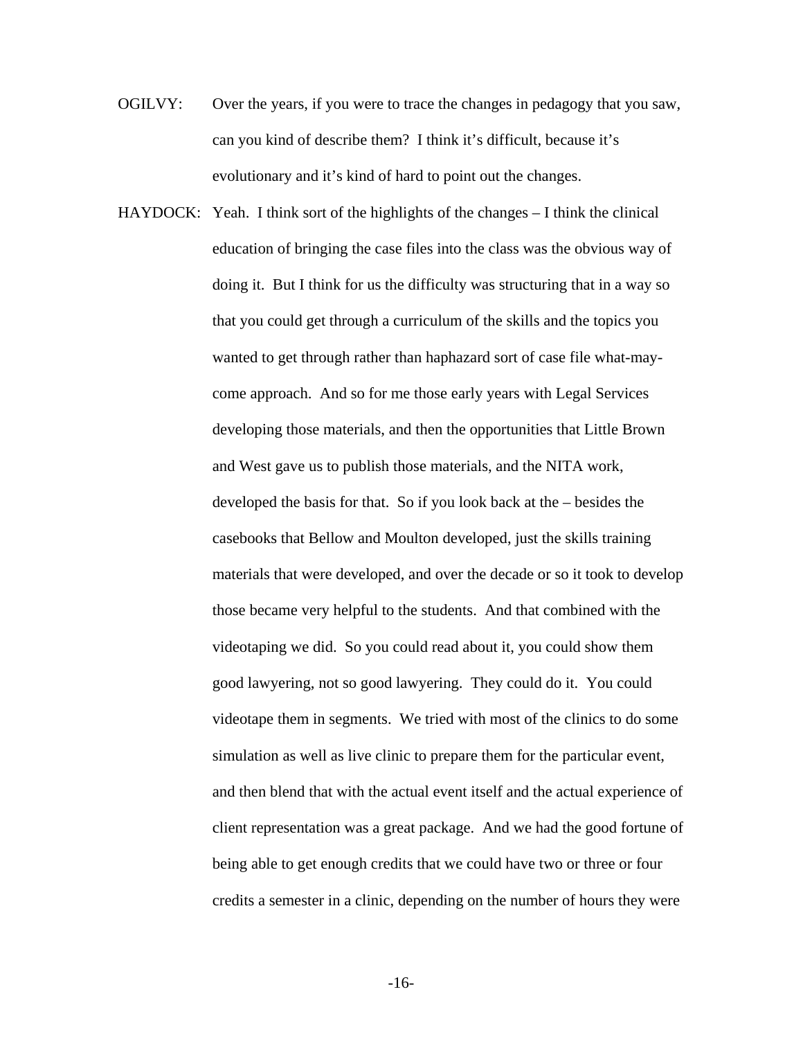OGILVY: Over the years, if you were to trace the changes in pedagogy that you saw, can you kind of describe them? I think it's difficult, because it's evolutionary and it's kind of hard to point out the changes.

HAYDOCK: Yeah. I think sort of the highlights of the changes – I think the clinical education of bringing the case files into the class was the obvious way of doing it. But I think for us the difficulty was structuring that in a way so that you could get through a curriculum of the skills and the topics you wanted to get through rather than haphazard sort of case file what-may-come approach. And so for me those early years with Legal Services developing those materials, and then the opportunities that Little Brown and West gave us to publish those materials, and the NITA work, developed the basis for that. So if you look back at the – besides the casebooks that Bellow and Moulton developed, just the skills training materials that were developed, and over the decade or so it took to develop those became very helpful to the students. And that combined with the videotaping we did. So you could read about it, you could show them good lawyering, not so good lawyering. They could do it. You could videotape them in segments. We tried with most of the clinics to do some simulation as well as live clinic to prepare them for the particular event, and then blend that with the actual event itself and the actual experience of client representation was a great package. And we had the good fortune of being able to get enough credits that we could have two or three or four credits a semester in a clinic, depending on the number of hours they were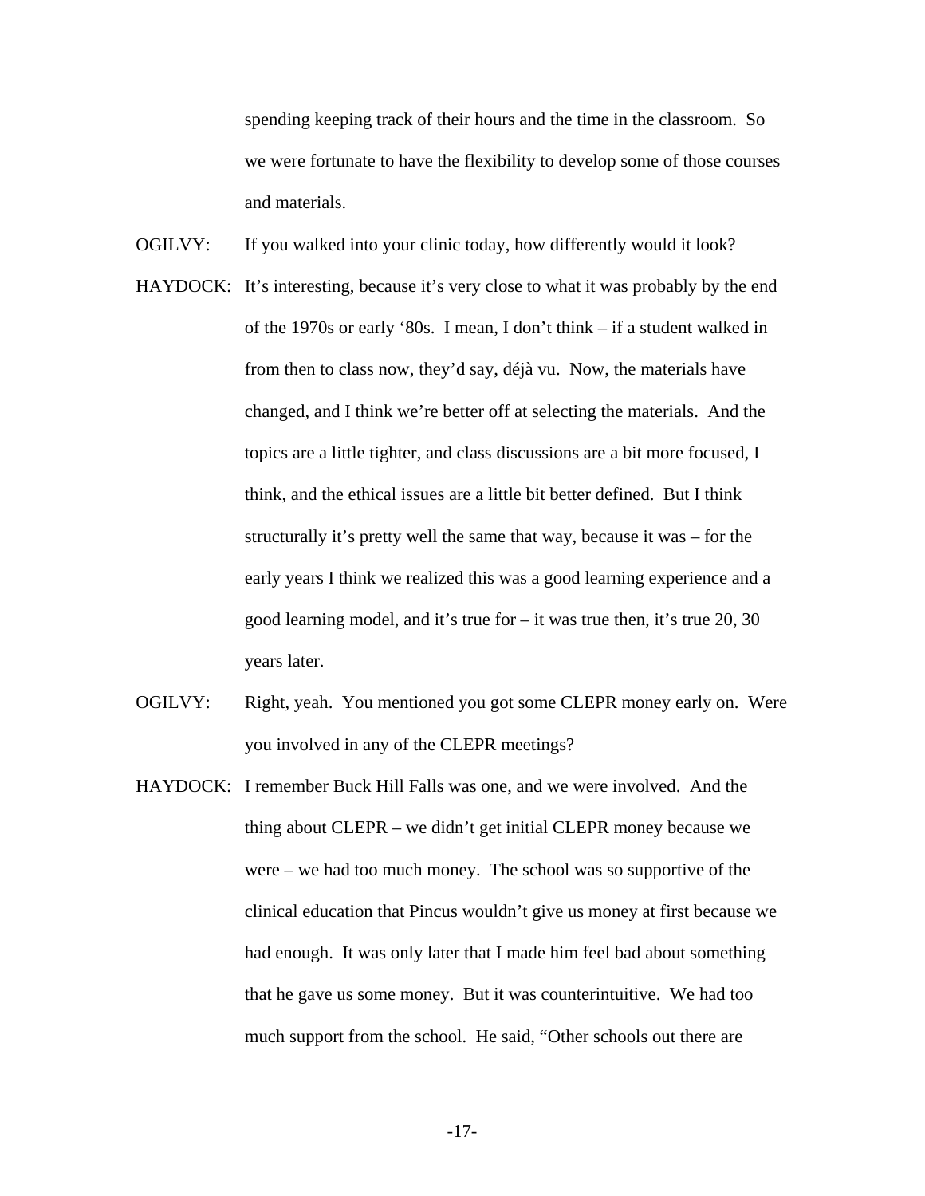spending keeping track of their hours and the time in the classroom. So we were fortunate to have the flexibility to develop some of those courses and materials.

OGILVY: If you walked into your clinic today, how differently would it look?

HAYDOCK: It's interesting, because it's very close to what it was probably by the end of the 1970s or early '80s. I mean, I don't think – if a student walked in from then to class now, they'd say, déjà vu. Now, the materials have changed, and I think we're better off at selecting the materials. And the topics are a little tighter, and class discussions are a bit more focused, I think, and the ethical issues are a little bit better defined. But I think structurally it's pretty well the same that way, because it was – for the early years I think we realized this was a good learning experience and a good learning model, and it's true for – it was true then, it's true 20, 30 years later.

OGILVY: Right, yeah. You mentioned you got some CLEPR money early on. Were you involved in any of the CLEPR meetings?

HAYDOCK: I remember Buck Hill Falls was one, and we were involved. And the thing about CLEPR – we didn't get initial CLEPR money because we were – we had too much money. The school was so supportive of the clinical education that Pincus wouldn't give us money at first because we had enough. It was only later that I made him feel bad about something that he gave us some money. But it was counterintuitive. We had too much support from the school. He said, "Other schools out there are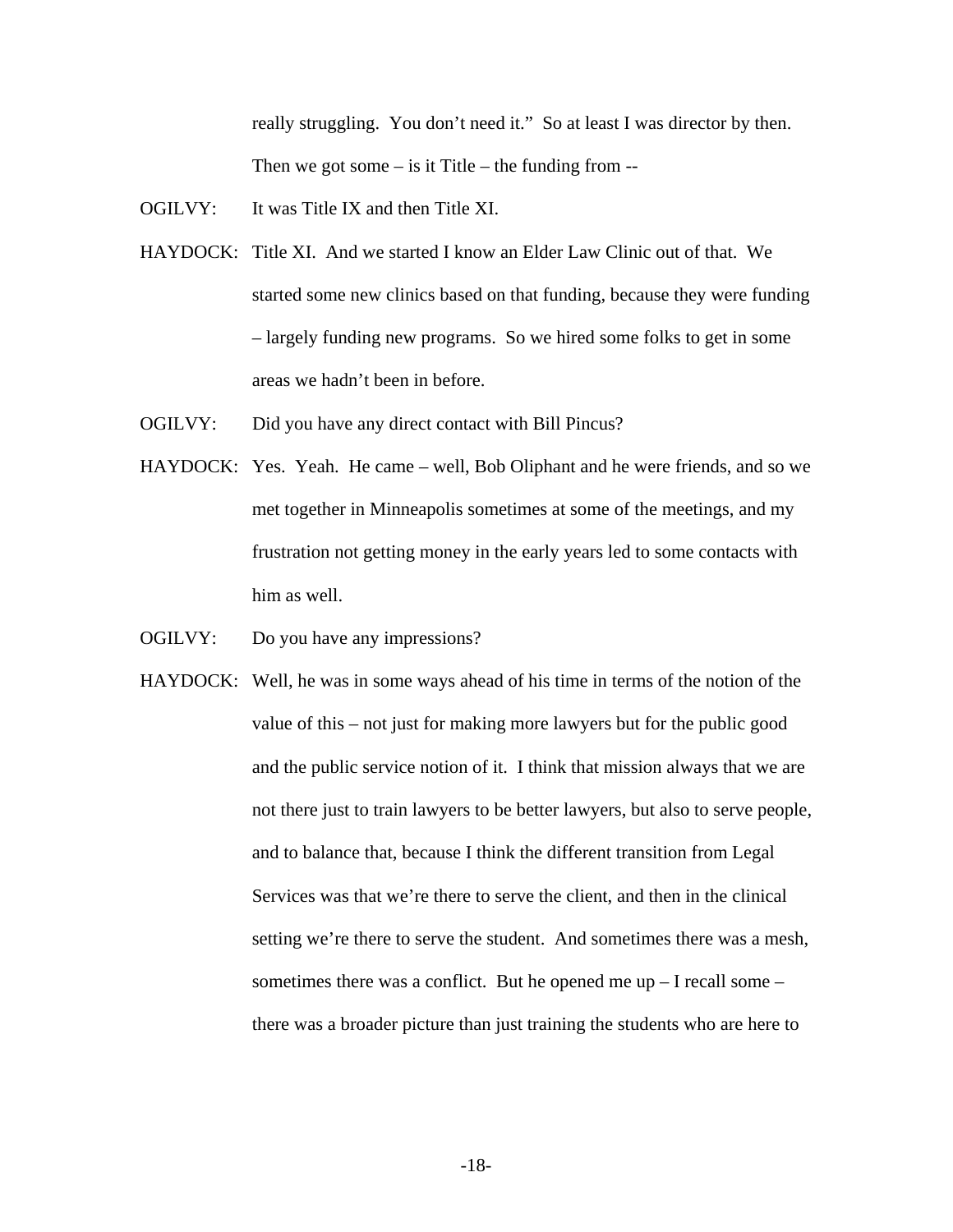really struggling. You don't need it." So at least I was director by then. Then we got some – is it Title – the funding from --

OGILVY: It was Title IX and then Title XI.

HAYDOCK: Title XI. And we started I know an Elder Law Clinic out of that. We started some new clinics based on that funding, because they were funding – largely funding new programs. So we hired some folks to get in some areas we hadn't been in before.

OGILVY: Did you have any direct contact with Bill Pincus?

HAYDOCK: Yes. Yeah. He came – well, Bob Oliphant and he were friends, and so we met together in Minneapolis sometimes at some of the meetings, and my frustration not getting money in the early years led to some contacts with him as well.

OGILVY: Do you have any impressions?

HAYDOCK: Well, he was in some ways ahead of his time in terms of the notion of the value of this – not just for making more lawyers but for the public good and the public service notion of it. I think that mission always that we are not there just to train lawyers to be better lawyers, but also to serve people, and to balance that, because I think the different transition from Legal Services was that we're there to serve the client, and then in the clinical setting we're there to serve the student. And sometimes there was a mesh, sometimes there was a conflict. But he opened me up – I recall some – there was a broader picture than just training the students who are here to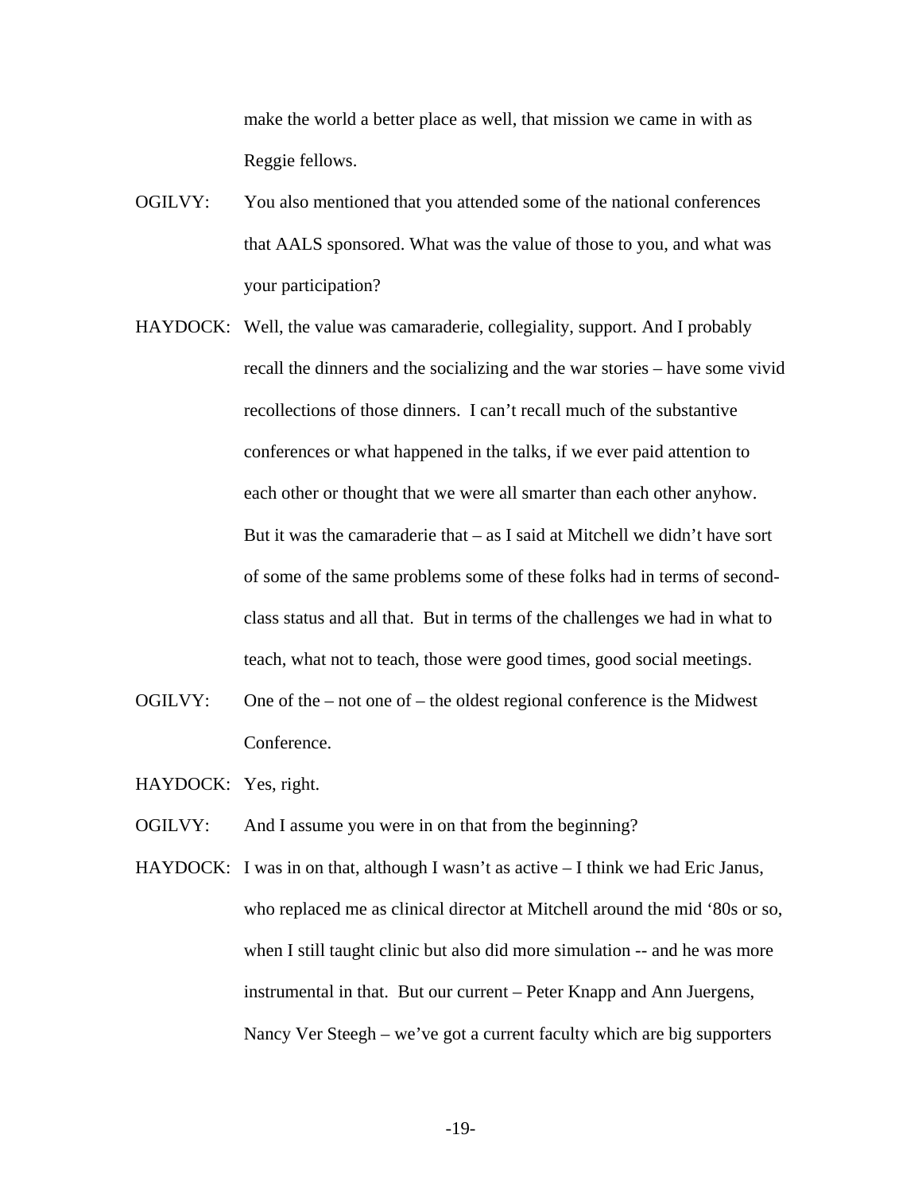make the world a better place as well, that mission we came in with as Reggie fellows.

OGILVY: You also mentioned that you attended some of the national conferences that AALS sponsored. What was the value of those to you, and what was your participation?

HAYDOCK: Well, the value was camaraderie, collegiality, support. And I probably recall the dinners and the socializing and the war stories – have some vivid recollections of those dinners. I can't recall much of the substantive conferences or what happened in the talks, if we ever paid attention to each other or thought that we were all smarter than each other anyhow. But it was the camaraderie that – as I said at Mitchell we didn't have sort of some of the same problems some of these folks had in terms of second-class status and all that. But in terms of the challenges we had in what to teach, what not to teach, those were good times, good social meetings.

OGILVY: One of the – not one of – the oldest regional conference is the Midwest Conference.

HAYDOCK: Yes, right.

OGILVY: And I assume you were in on that from the beginning?

HAYDOCK: I was in on that, although I wasn't as active – I think we had Eric Janus, who replaced me as clinical director at Mitchell around the mid '80s or so, when I still taught clinic but also did more simulation -- and he was more instrumental in that. But our current – Peter Knapp and Ann Juergens, Nancy Ver Steegh – we've got a current faculty which are big supporters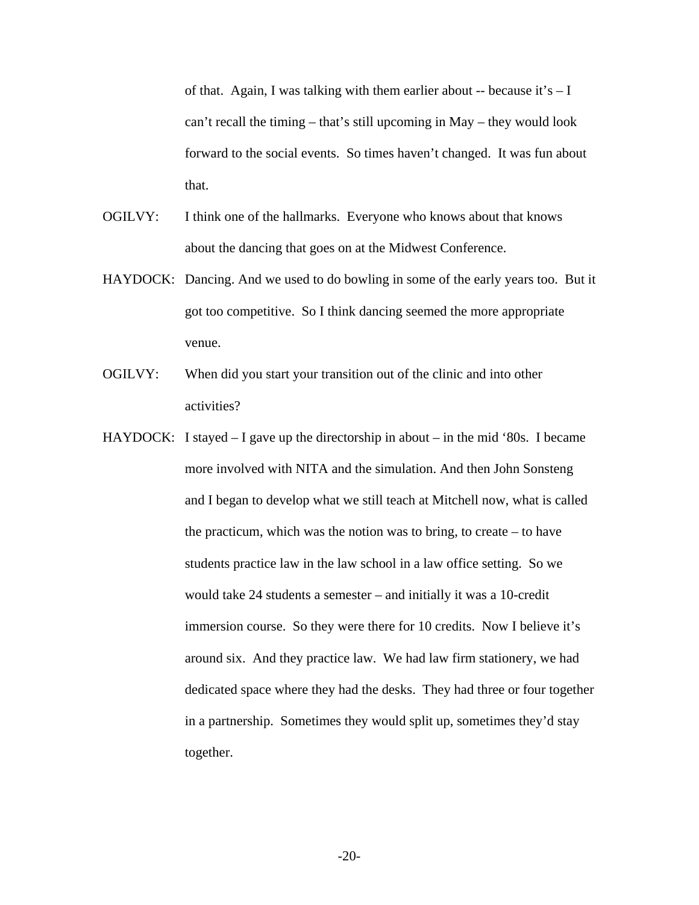of that. Again, I was talking with them earlier about -- because it's – I can't recall the timing – that's still upcoming in May – they would look forward to the social events. So times haven't changed. It was fun about that.

OGILVY: I think one of the hallmarks. Everyone who knows about that knows about the dancing that goes on at the Midwest Conference.

HAYDOCK: Dancing. And we used to do bowling in some of the early years too. But it got too competitive. So I think dancing seemed the more appropriate venue.

OGILVY: When did you start your transition out of the clinic and into other activities?

HAYDOCK: I stayed – I gave up the directorship in about – in the mid '80s. I became more involved with NITA and the simulation. And then John Sonsteng and I began to develop what we still teach at Mitchell now, what is called the practicum, which was the notion was to bring, to create – to have students practice law in the law school in a law office setting. So we would take 24 students a semester – and initially it was a 10-credit immersion course. So they were there for 10 credits. Now I believe it's around six. And they practice law. We had law firm stationery, we had dedicated space where they had the desks. They had three or four together in a partnership. Sometimes they would split up, sometimes they'd stay together.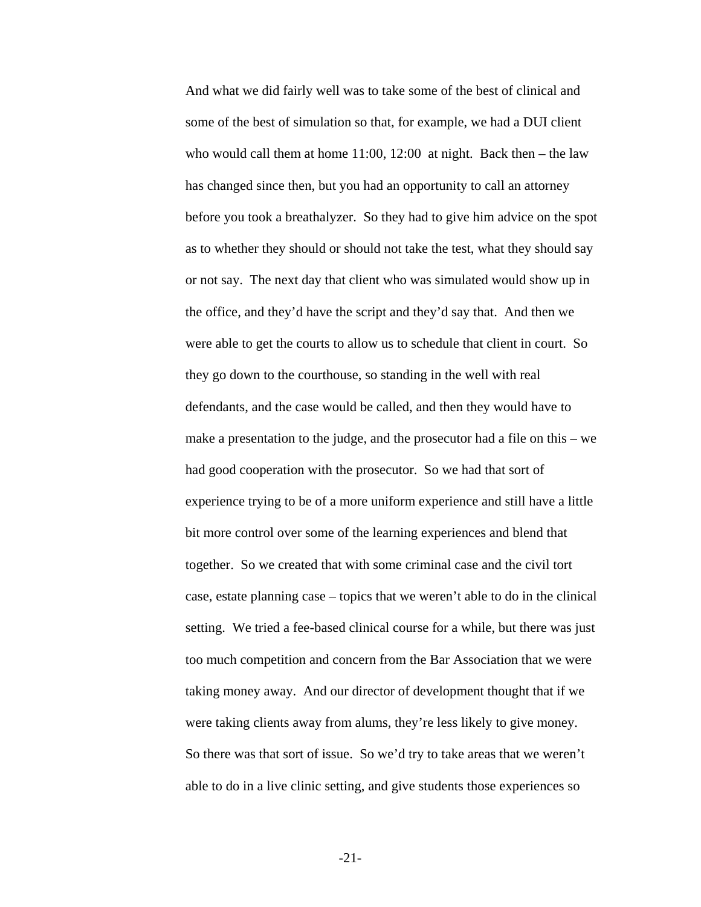And what we did fairly well was to take some of the best of clinical and some of the best of simulation so that, for example, we had a DUI client who would call them at home 11:00, 12:00 at night. Back then – the law has changed since then, but you had an opportunity to call an attorney before you took a breathalyzer. So they had to give him advice on the spot as to whether they should or should not take the test, what they should say or not say. The next day that client who was simulated would show up in the office, and they'd have the script and they'd say that. And then we were able to get the courts to allow us to schedule that client in court. So they go down to the courthouse, so standing in the well with real defendants, and the case would be called, and then they would have to make a presentation to the judge, and the prosecutor had a file on this – we had good cooperation with the prosecutor. So we had that sort of experience trying to be of a more uniform experience and still have a little bit more control over some of the learning experiences and blend that together. So we created that with some criminal case and the civil tort case, estate planning case – topics that we weren't able to do in the clinical setting. We tried a fee-based clinical course for a while, but there was just too much competition and concern from the Bar Association that we were taking money away. And our director of development thought that if we were taking clients away from alums, they're less likely to give money. So there was that sort of issue. So we'd try to take areas that we weren't able to do in a live clinic setting, and give students those experiences so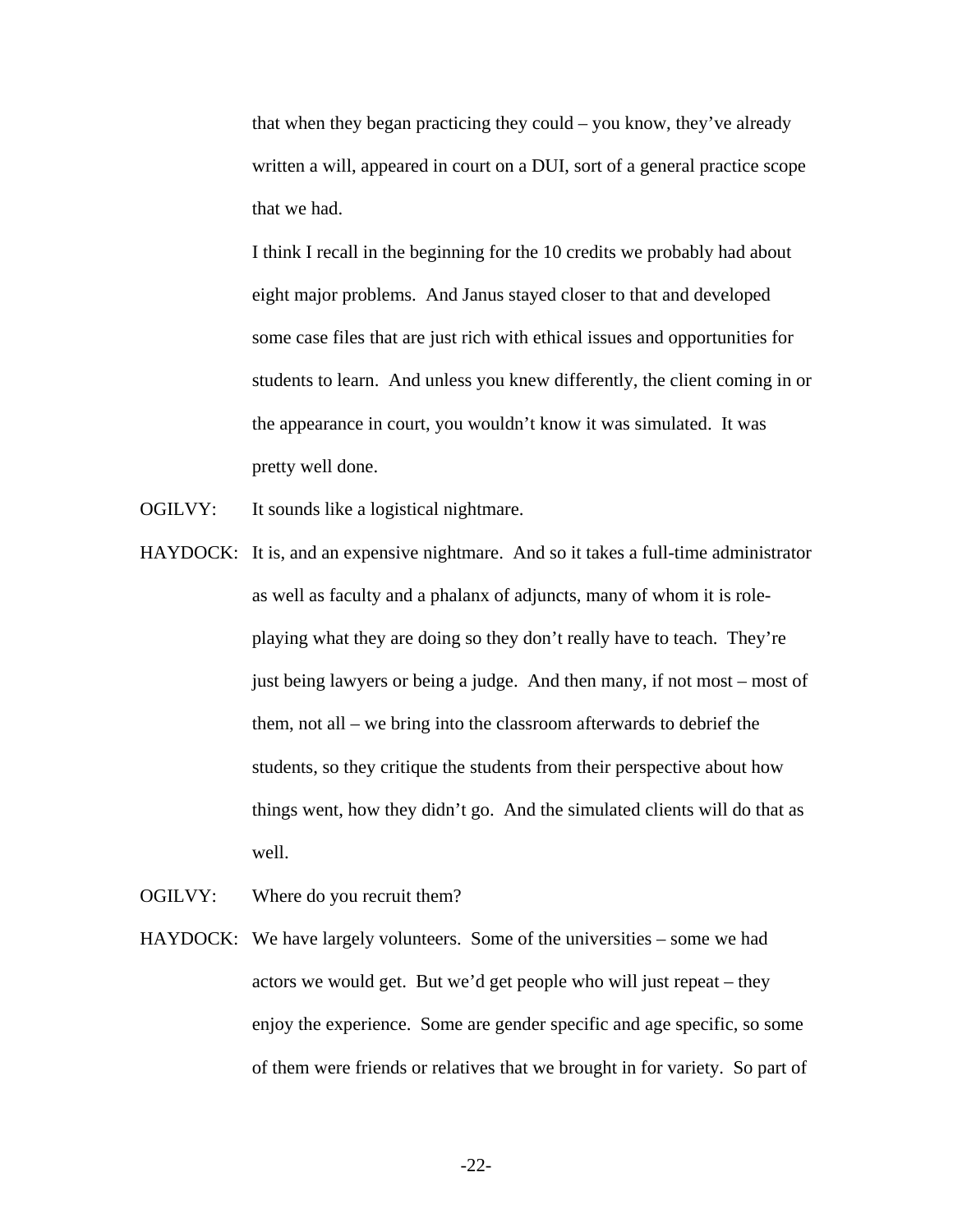that when they began practicing they could – you know, they've already written a will, appeared in court on a DUI, sort of a general practice scope that we had.

I think I recall in the beginning for the 10 credits we probably had about eight major problems. And Janus stayed closer to that and developed some case files that are just rich with ethical issues and opportunities for students to learn. And unless you knew differently, the client coming in or the appearance in court, you wouldn't know it was simulated. It was pretty well done.

OGILVY: It sounds like a logistical nightmare.

HAYDOCK: It is, and an expensive nightmare. And so it takes a full-time administrator as well as faculty and a phalanx of adjuncts, many of whom it is role-playing what they are doing so they don't really have to teach. They're just being lawyers or being a judge. And then many, if not most – most of them, not all – we bring into the classroom afterwards to debrief the students, so they critique the students from their perspective about how things went, how they didn't go. And the simulated clients will do that as well.

OGILVY: Where do you recruit them?

HAYDOCK: We have largely volunteers. Some of the universities – some we had actors we would get. But we'd get people who will just repeat – they enjoy the experience. Some are gender specific and age specific, so some of them were friends or relatives that we brought in for variety. So part of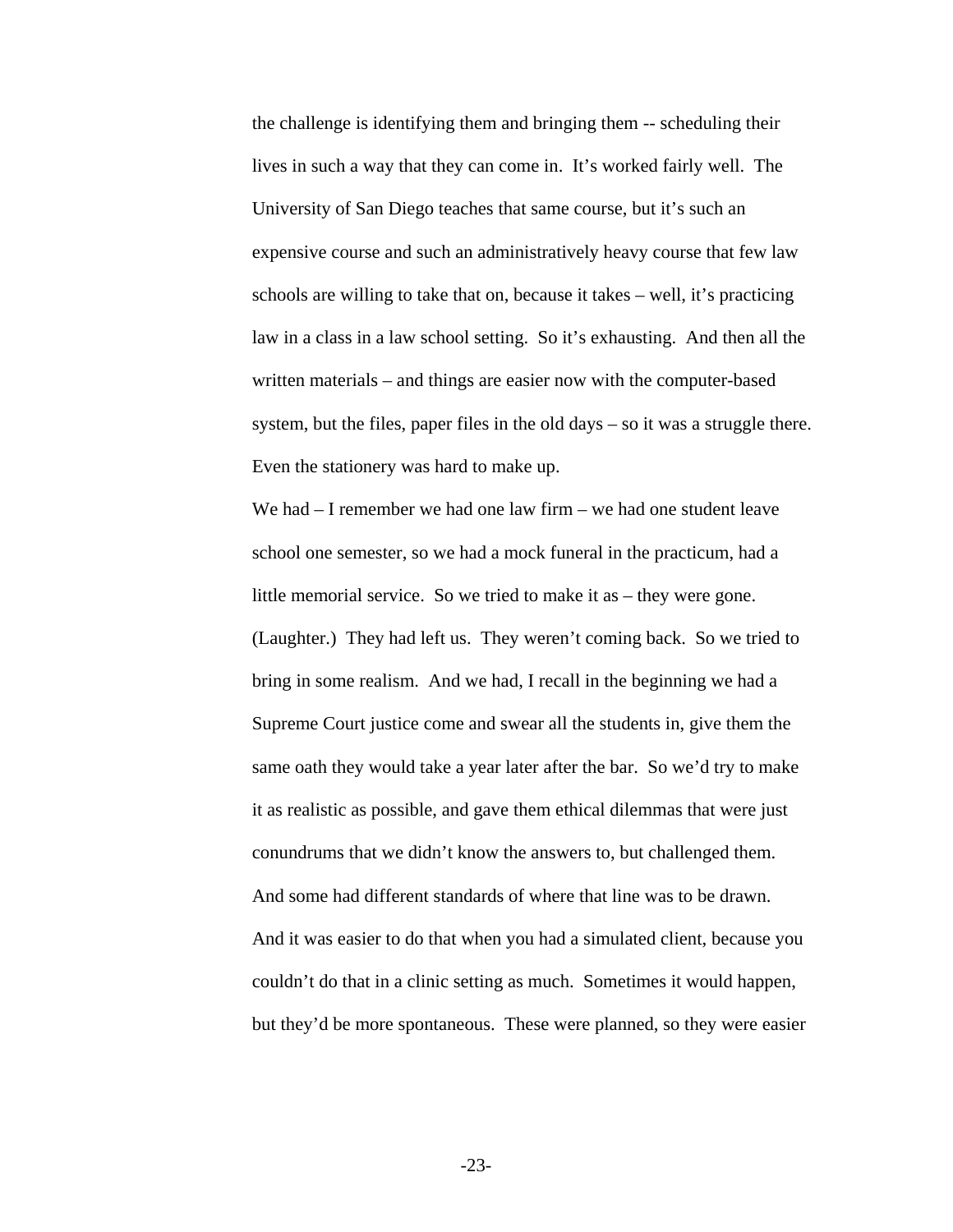the challenge is identifying them and bringing them -- scheduling their lives in such a way that they can come in. It's worked fairly well. The University of San Diego teaches that same course, but it's such an expensive course and such an administratively heavy course that few law schools are willing to take that on, because it takes – well, it's practicing law in a class in a law school setting. So it's exhausting. And then all the written materials – and things are easier now with the computer-based system, but the files, paper files in the old days – so it was a struggle there. Even the stationery was hard to make up.

We had – I remember we had one law firm – we had one student leave school one semester, so we had a mock funeral in the practicum, had a little memorial service. So we tried to make it as – they were gone. (Laughter.) They had left us. They weren't coming back. So we tried to bring in some realism. And we had, I recall in the beginning we had a Supreme Court justice come and swear all the students in, give them the same oath they would take a year later after the bar. So we'd try to make it as realistic as possible, and gave them ethical dilemmas that were just conundrums that we didn't know the answers to, but challenged them. And some had different standards of where that line was to be drawn. And it was easier to do that when you had a simulated client, because you couldn't do that in a clinic setting as much. Sometimes it would happen, but they'd be more spontaneous. These were planned, so they were easier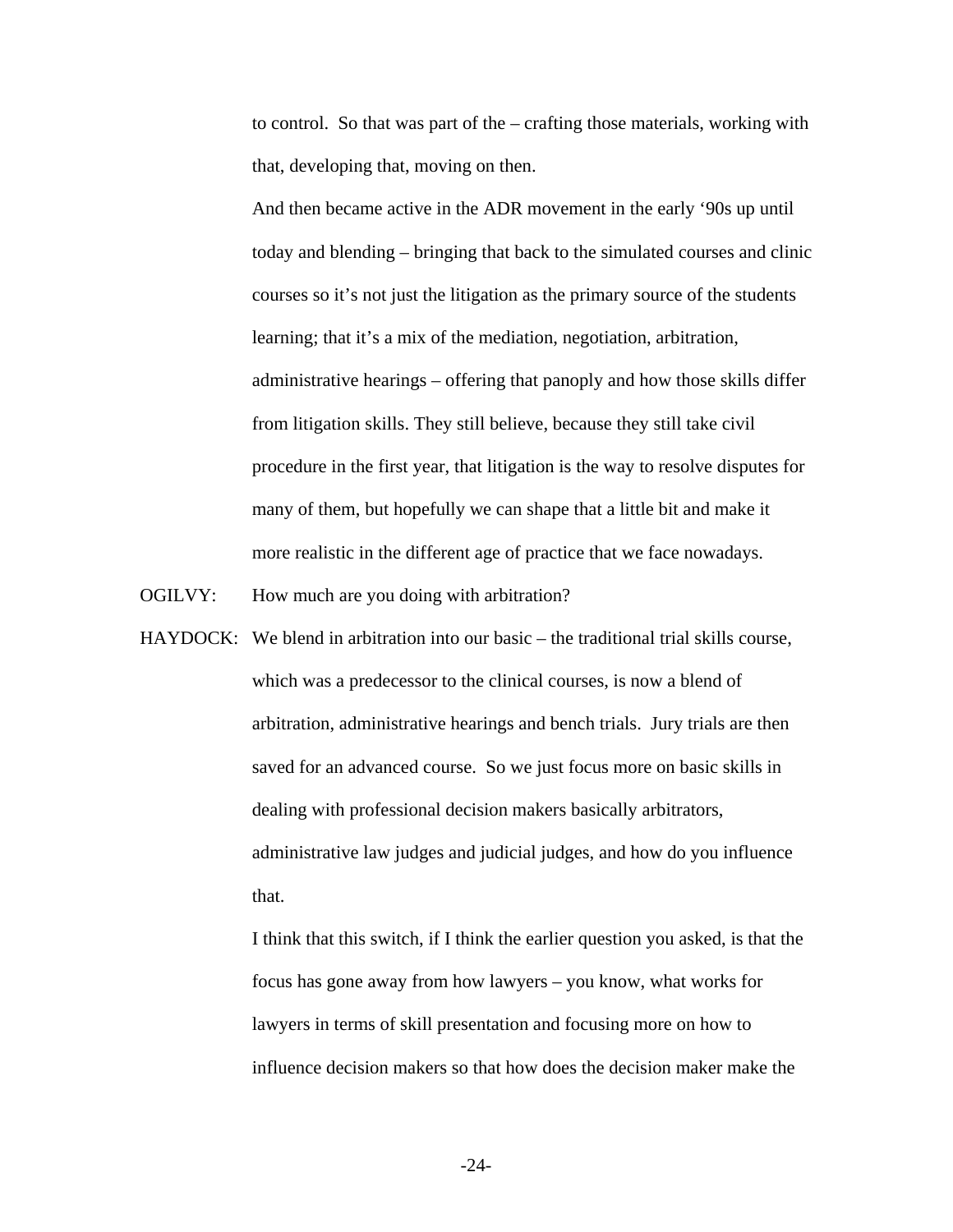to control. So that was part of the – crafting those materials, working with that, developing that, moving on then.

And then became active in the ADR movement in the early '90s up until today and blending – bringing that back to the simulated courses and clinic courses so it's not just the litigation as the primary source of the students learning; that it's a mix of the mediation, negotiation, arbitration, administrative hearings – offering that panoply and how those skills differ from litigation skills. They still believe, because they still take civil procedure in the first year, that litigation is the way to resolve disputes for many of them, but hopefully we can shape that a little bit and make it more realistic in the different age of practice that we face nowadays.

OGILVY: How much are you doing with arbitration?

HAYDOCK: We blend in arbitration into our basic – the traditional trial skills course, which was a predecessor to the clinical courses, is now a blend of arbitration, administrative hearings and bench trials. Jury trials are then saved for an advanced course. So we just focus more on basic skills in dealing with professional decision makers basically arbitrators, administrative law judges and judicial judges, and how do you influence that.

I think that this switch, if I think the earlier question you asked, is that the focus has gone away from how lawyers – you know, what works for lawyers in terms of skill presentation and focusing more on how to influence decision makers so that how does the decision maker make the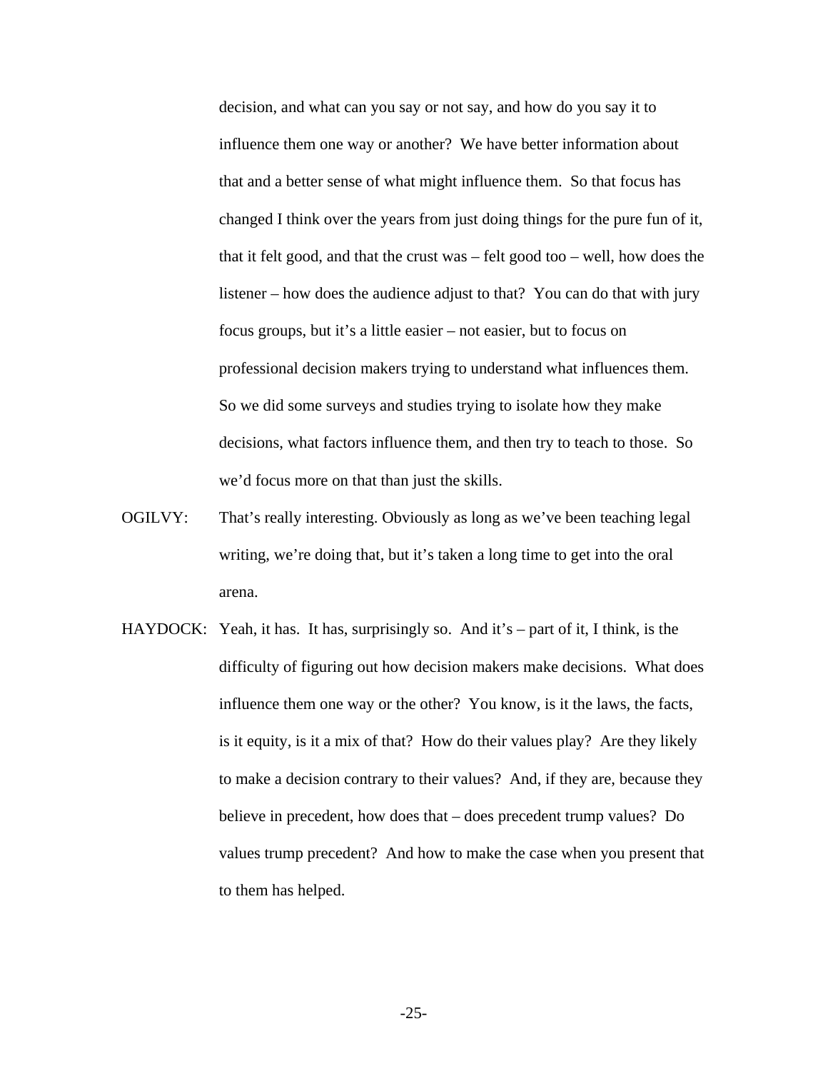decision, and what can you say or not say, and how do you say it to influence them one way or another? We have better information about that and a better sense of what might influence them. So that focus has changed I think over the years from just doing things for the pure fun of it, that it felt good, and that the crust was – felt good too – well, how does the listener – how does the audience adjust to that? You can do that with jury focus groups, but it's a little easier – not easier, but to focus on professional decision makers trying to understand what influences them. So we did some surveys and studies trying to isolate how they make decisions, what factors influence them, and then try to teach to those. So we'd focus more on that than just the skills.

OGILVY: That's really interesting. Obviously as long as we've been teaching legal writing, we're doing that, but it's taken a long time to get into the oral arena.

HAYDOCK: Yeah, it has. It has, surprisingly so. And it's – part of it, I think, is the difficulty of figuring out how decision makers make decisions. What does influence them one way or the other? You know, is it the laws, the facts, is it equity, is it a mix of that? How do their values play? Are they likely to make a decision contrary to their values? And, if they are, because they believe in precedent, how does that – does precedent trump values? Do values trump precedent? And how to make the case when you present that to them has helped.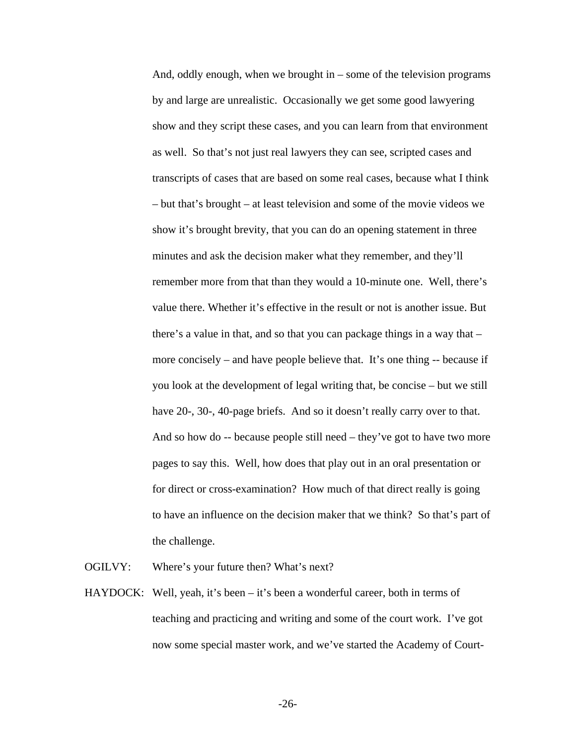And, oddly enough, when we brought in – some of the television programs by and large are unrealistic. Occasionally we get some good lawyering show and they script these cases, and you can learn from that environment as well. So that's not just real lawyers they can see, scripted cases and transcripts of cases that are based on some real cases, because what I think – but that's brought – at least television and some of the movie videos we show it's brought brevity, that you can do an opening statement in three minutes and ask the decision maker what they remember, and they'll remember more from that than they would a 10-minute one. Well, there's value there. Whether it's effective in the result or not is another issue. But there's a value in that, and so that you can package things in a way that – more concisely – and have people believe that. It's one thing -- because if you look at the development of legal writing that, be concise – but we still have 20-, 30-, 40-page briefs. And so it doesn't really carry over to that. And so how do -- because people still need – they've got to have two more pages to say this. Well, how does that play out in an oral presentation or for direct or cross-examination? How much of that direct really is going to have an influence on the decision maker that we think? So that's part of the challenge.

OGILVY: Where's your future then? What's next?

HAYDOCK: Well, yeah, it's been – it's been a wonderful career, both in terms of teaching and practicing and writing and some of the court work. I've got now some special master work, and we've started the Academy of Court-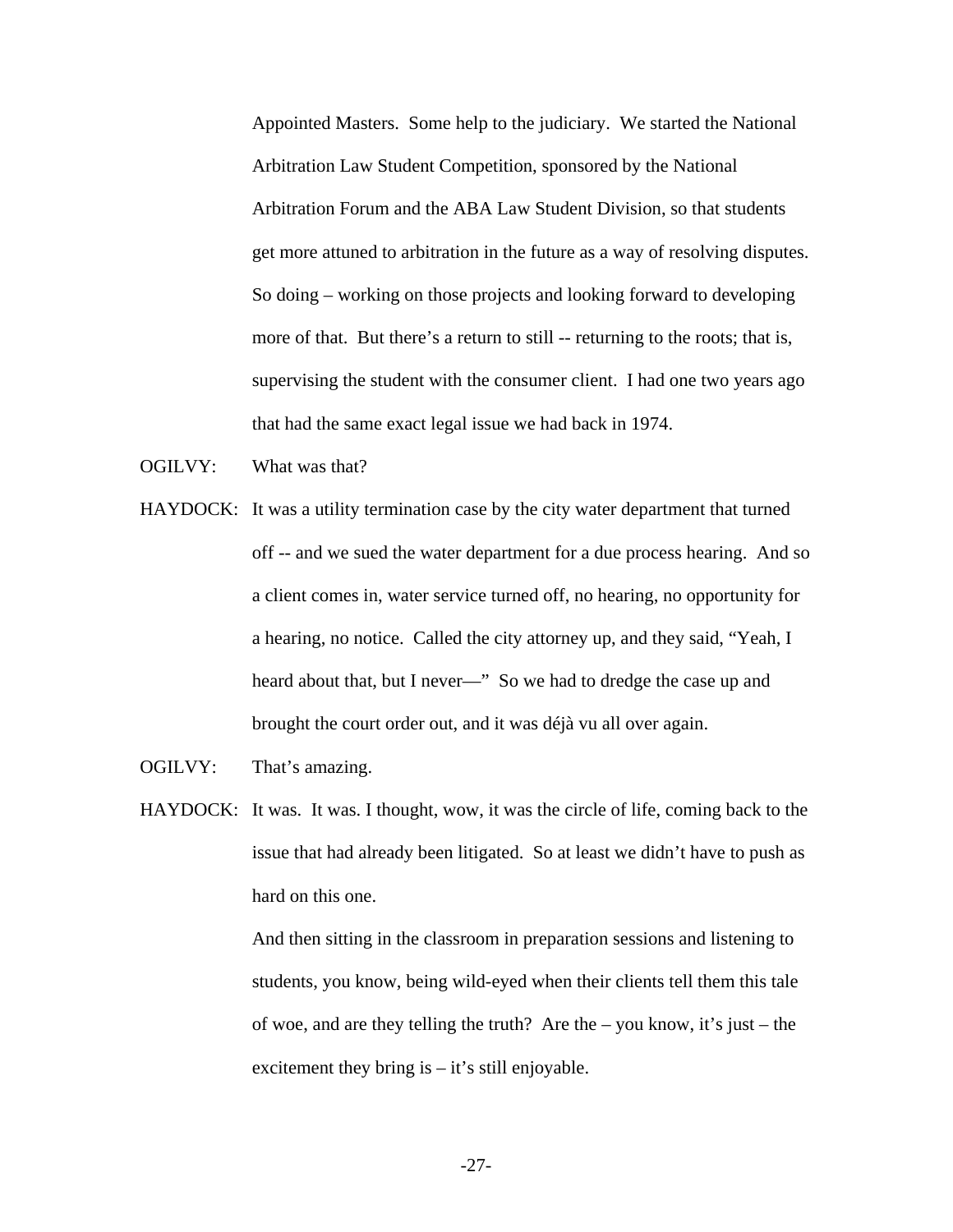Appointed Masters. Some help to the judiciary. We started the National Arbitration Law Student Competition, sponsored by the National Arbitration Forum and the ABA Law Student Division, so that students get more attuned to arbitration in the future as a way of resolving disputes. So doing – working on those projects and looking forward to developing more of that. But there's a return to still -- returning to the roots; that is, supervising the student with the consumer client. I had one two years ago that had the same exact legal issue we had back in 1974.

OGILVY: What was that?

HAYDOCK: It was a utility termination case by the city water department that turned off -- and we sued the water department for a due process hearing. And so a client comes in, water service turned off, no hearing, no opportunity for a hearing, no notice. Called the city attorney up, and they said, "Yeah, I heard about that, but I never—" So we had to dredge the case up and brought the court order out, and it was déjà vu all over again.

OGILVY: That's amazing.

HAYDOCK: It was. It was. I thought, wow, it was the circle of life, coming back to the issue that had already been litigated. So at least we didn't have to push as hard on this one.

And then sitting in the classroom in preparation sessions and listening to students, you know, being wild-eyed when their clients tell them this tale of woe, and are they telling the truth? Are the – you know, it's just – the excitement they bring is – it's still enjoyable.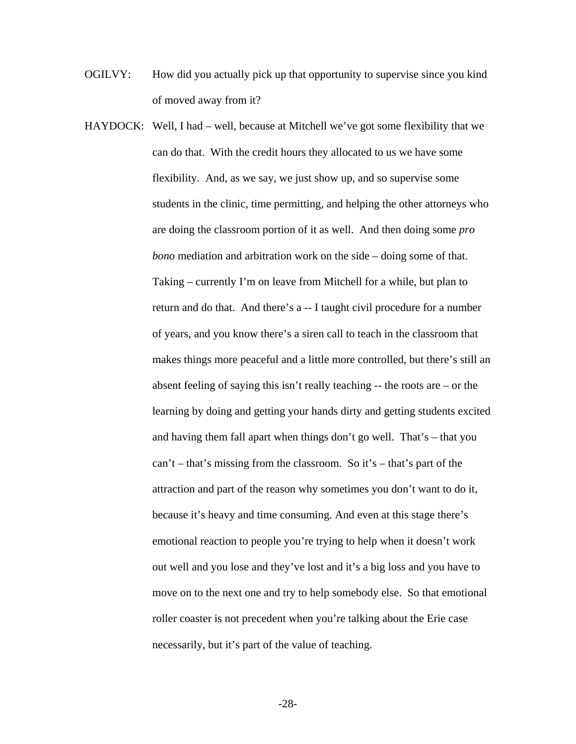OGILVY: How did you actually pick up that opportunity to supervise since you kind of moved away from it?

HAYDOCK: Well, I had – well, because at Mitchell we've got some flexibility that we can do that. With the credit hours they allocated to us we have some flexibility. And, as we say, we just show up, and so supervise some students in the clinic, time permitting, and helping the other attorneys who are doing the classroom portion of it as well. And then doing some *pro bono* mediation and arbitration work on the side – doing some of that. Taking – currently I'm on leave from Mitchell for a while, but plan to return and do that. And there's a -- I taught civil procedure for a number of years, and you know there's a siren call to teach in the classroom that makes things more peaceful and a little more controlled, but there's still an absent feeling of saying this isn't really teaching -- the roots are – or the learning by doing and getting your hands dirty and getting students excited and having them fall apart when things don't go well. That's – that you can't – that's missing from the classroom. So it's – that's part of the attraction and part of the reason why sometimes you don't want to do it, because it's heavy and time consuming. And even at this stage there's emotional reaction to people you're trying to help when it doesn't work out well and you lose and they've lost and it's a big loss and you have to move on to the next one and try to help somebody else. So that emotional roller coaster is not precedent when you're talking about the Erie case necessarily, but it's part of the value of teaching.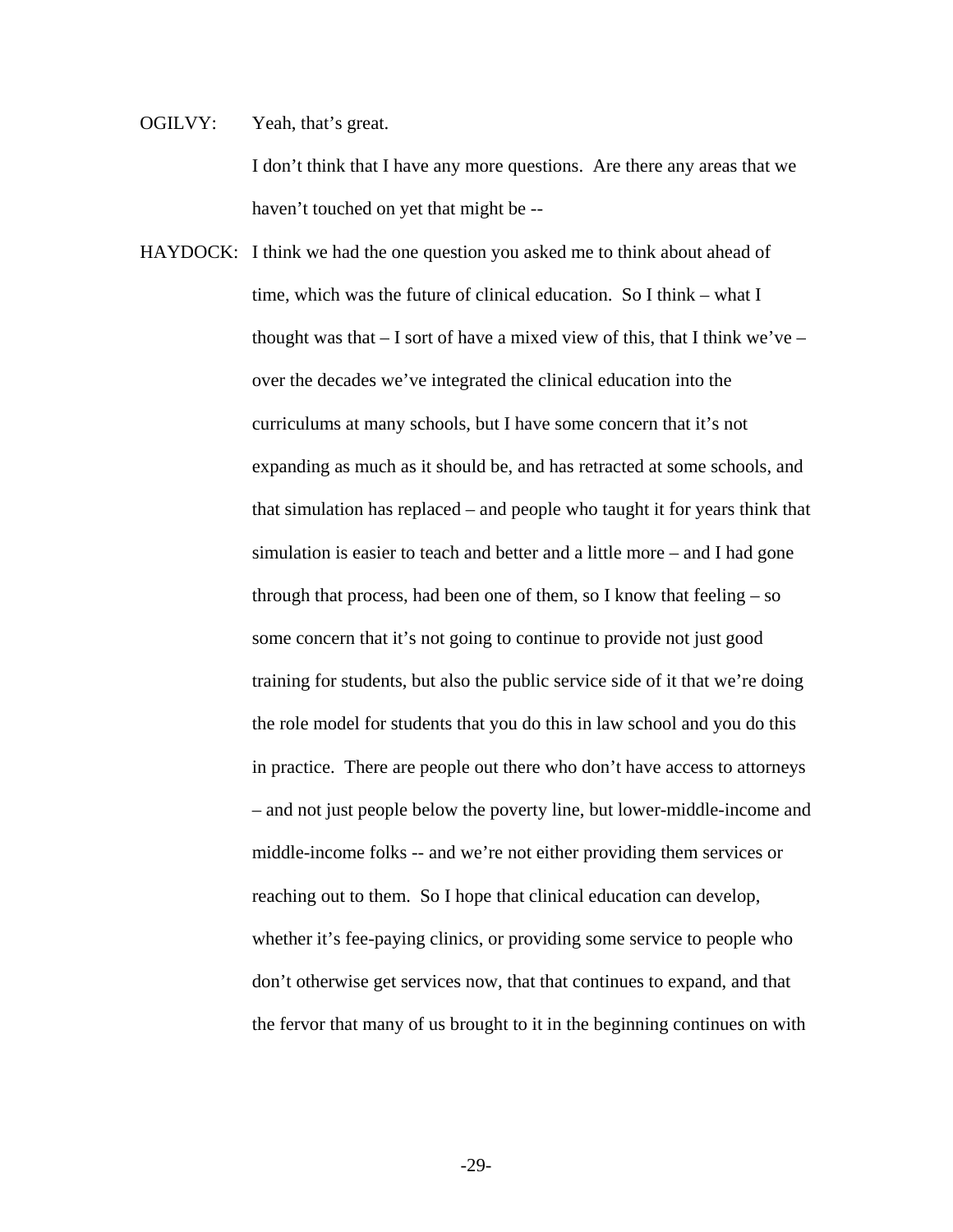OGILVY: Yeah, that's great.

I don't think that I have any more questions. Are there any areas that we haven't touched on yet that might be --

HAYDOCK: I think we had the one question you asked me to think about ahead of time, which was the future of clinical education. So I think – what I thought was that – I sort of have a mixed view of this, that I think we've – over the decades we've integrated the clinical education into the curriculums at many schools, but I have some concern that it's not expanding as much as it should be, and has retracted at some schools, and that simulation has replaced – and people who taught it for years think that simulation is easier to teach and better and a little more – and I had gone through that process, had been one of them, so I know that feeling – so some concern that it's not going to continue to provide not just good training for students, but also the public service side of it that we're doing the role model for students that you do this in law school and you do this in practice. There are people out there who don't have access to attorneys – and not just people below the poverty line, but lower-middle-income and middle-income folks -- and we're not either providing them services or reaching out to them. So I hope that clinical education can develop, whether it's fee-paying clinics, or providing some service to people who don't otherwise get services now, that that continues to expand, and that the fervor that many of us brought to it in the beginning continues on with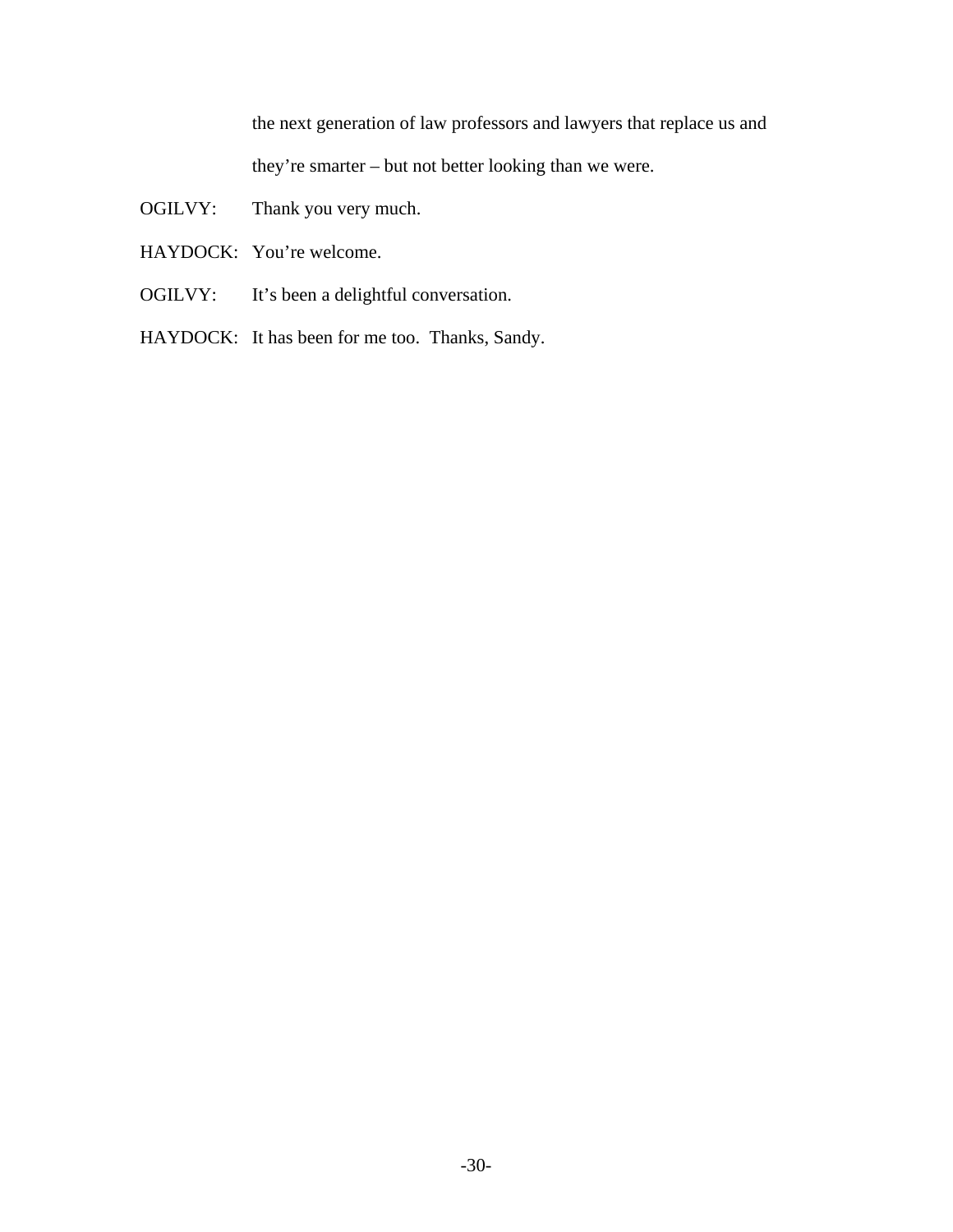the next generation of law professors and lawyers that replace us and they're smarter – but not better looking than we were.

OGILVY: Thank you very much.

HAYDOCK: You're welcome.

OGILVY: It's been a delightful conversation.

HAYDOCK: It has been for me too. Thanks, Sandy.